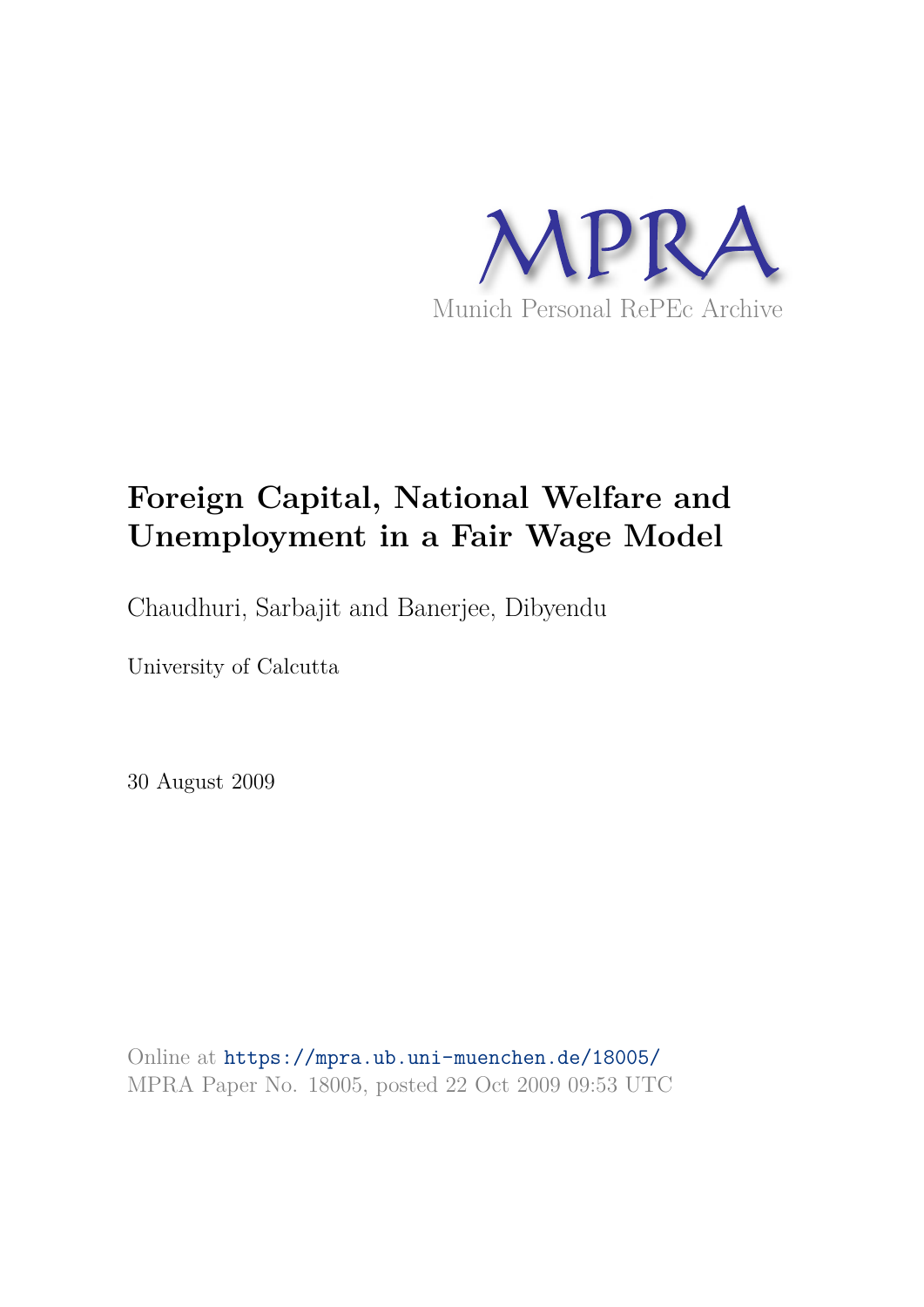MPRA

Munich Personal RePEc Archive

# Foreign Capital, National Welfare and Unemployment in a Fair Wage Model

Chaudhuri, Sarbajit and Banerjee, Dibyendu

University of Calcutta

30 August 2009

Online at https://mpra.ub.uni-muenchen.de/18005/
MPRA Paper No. 18005, posted 22 Oct 2009 09:53 UTC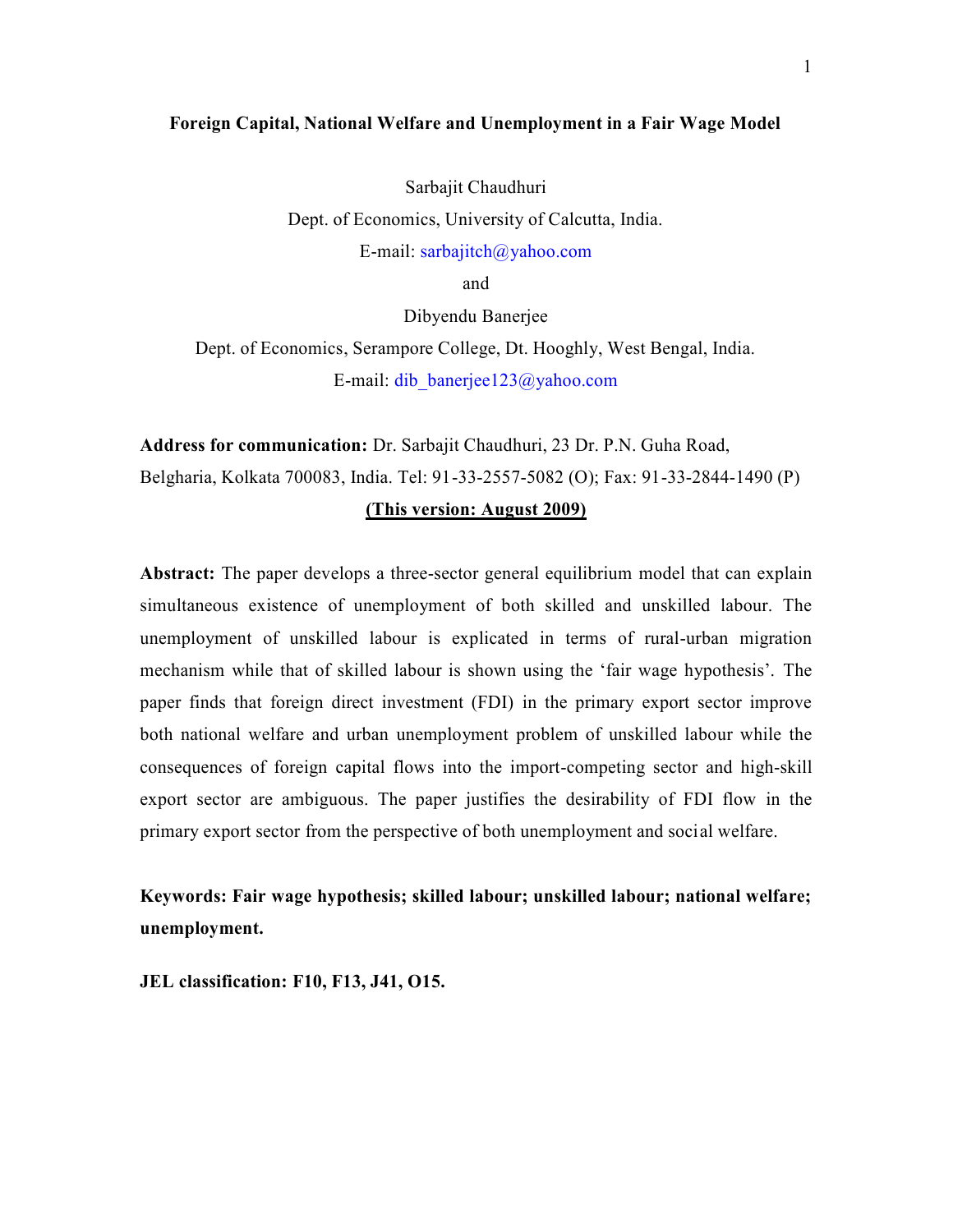# Foreign Capital, National Welfare and Unemployment in a Fair Wage Model

Sarbajit Chaudhuri

Dept. of Economics, University of Calcutta, India.

E-mail: sarbajitch@yahoo.com

and

Dibyendu Banerjee

Dept. of Economics, Serampore College, Dt. Hooghly, West Bengal, India.

E-mail: dib_banerjee123@yahoo.com

**Address for communication:** Dr. Sarbajit Chaudhuri, 23 Dr. P.N. Guha Road, Belgharia, Kolkata 700083, India. Tel: 91-33-2557-5082 (O); Fax: 91-33-2844-1490 (P)

**(This version: August 2009)**

**Abstract:** The paper develops a three-sector general equilibrium model that can explain simultaneous existence of unemployment of both skilled and unskilled labour. The unemployment of unskilled labour is explicated in terms of rural-urban migration mechanism while that of skilled labour is shown using the 'fair wage hypothesis'. The paper finds that foreign direct investment (FDI) in the primary export sector improve both national welfare and urban unemployment problem of unskilled labour while the consequences of foreign capital flows into the import-competing sector and high-skill export sector are ambiguous. The paper justifies the desirability of FDI flow in the primary export sector from the perspective of both unemployment and social welfare.

**Keywords: Fair wage hypothesis; skilled labour; unskilled labour; national welfare; unemployment.**

**JEL classification: F10, F13, J41, O15.**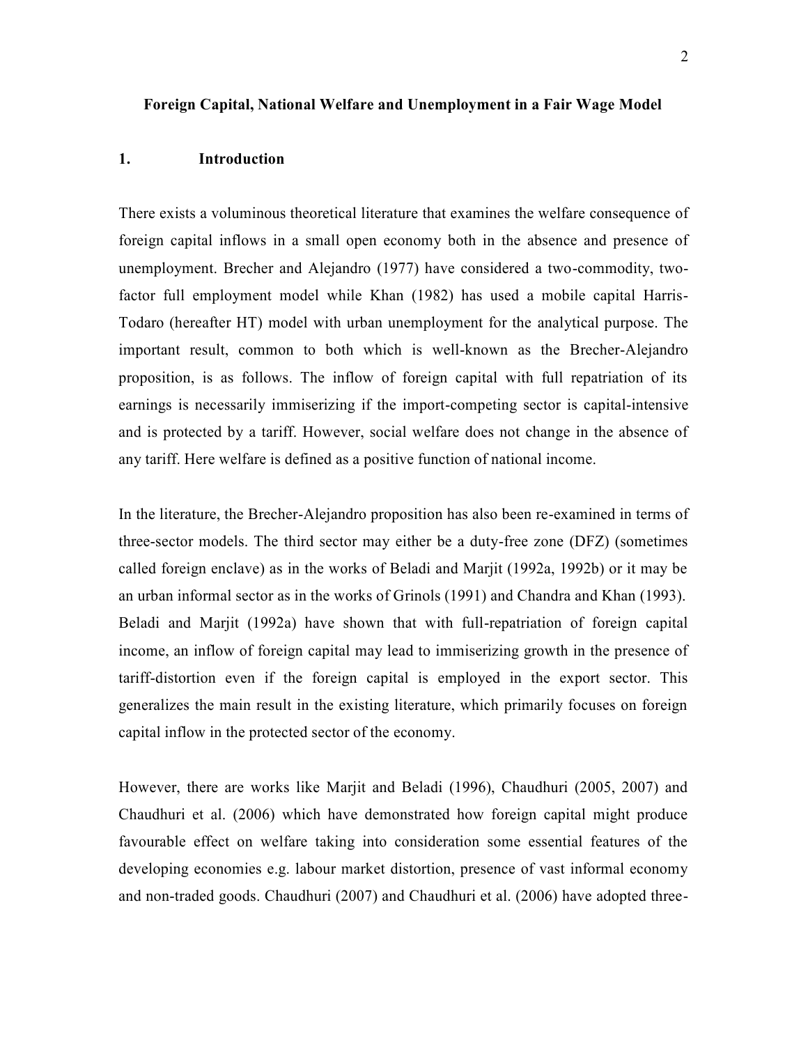**Foreign Capital, National Welfare and Unemployment in a Fair Wage Model**

## 1. Introduction

There exists a voluminous theoretical literature that examines the welfare consequence of foreign capital inflows in a small open economy both in the absence and presence of unemployment. Brecher and Alejandro (1977) have considered a two-commodity, two-factor full employment model while Khan (1982) has used a mobile capital Harris-Todaro (hereafter HT) model with urban unemployment for the analytical purpose. The important result, common to both which is well-known as the Brecher-Alejandro proposition, is as follows. The inflow of foreign capital with full repatriation of its earnings is necessarily immiserizing if the import-competing sector is capital-intensive and is protected by a tariff. However, social welfare does not change in the absence of any tariff. Here welfare is defined as a positive function of national income.

In the literature, the Brecher-Alejandro proposition has also been re-examined in terms of three-sector models. The third sector may either be a duty-free zone (DFZ) (sometimes called foreign enclave) as in the works of Beladi and Marjit (1992a, 1992b) or it may be an urban informal sector as in the works of Grinols (1991) and Chandra and Khan (1993). Beladi and Marjit (1992a) have shown that with full-repatriation of foreign capital income, an inflow of foreign capital may lead to immiserizing growth in the presence of tariff-distortion even if the foreign capital is employed in the export sector. This generalizes the main result in the existing literature, which primarily focuses on foreign capital inflow in the protected sector of the economy.

However, there are works like Marjit and Beladi (1996), Chaudhuri (2005, 2007) and Chaudhuri et al. (2006) which have demonstrated how foreign capital might produce favourable effect on welfare taking into consideration some essential features of the developing economies e.g. labour market distortion, presence of vast informal economy and non-traded goods. Chaudhuri (2007) and Chaudhuri et al. (2006) have adopted three-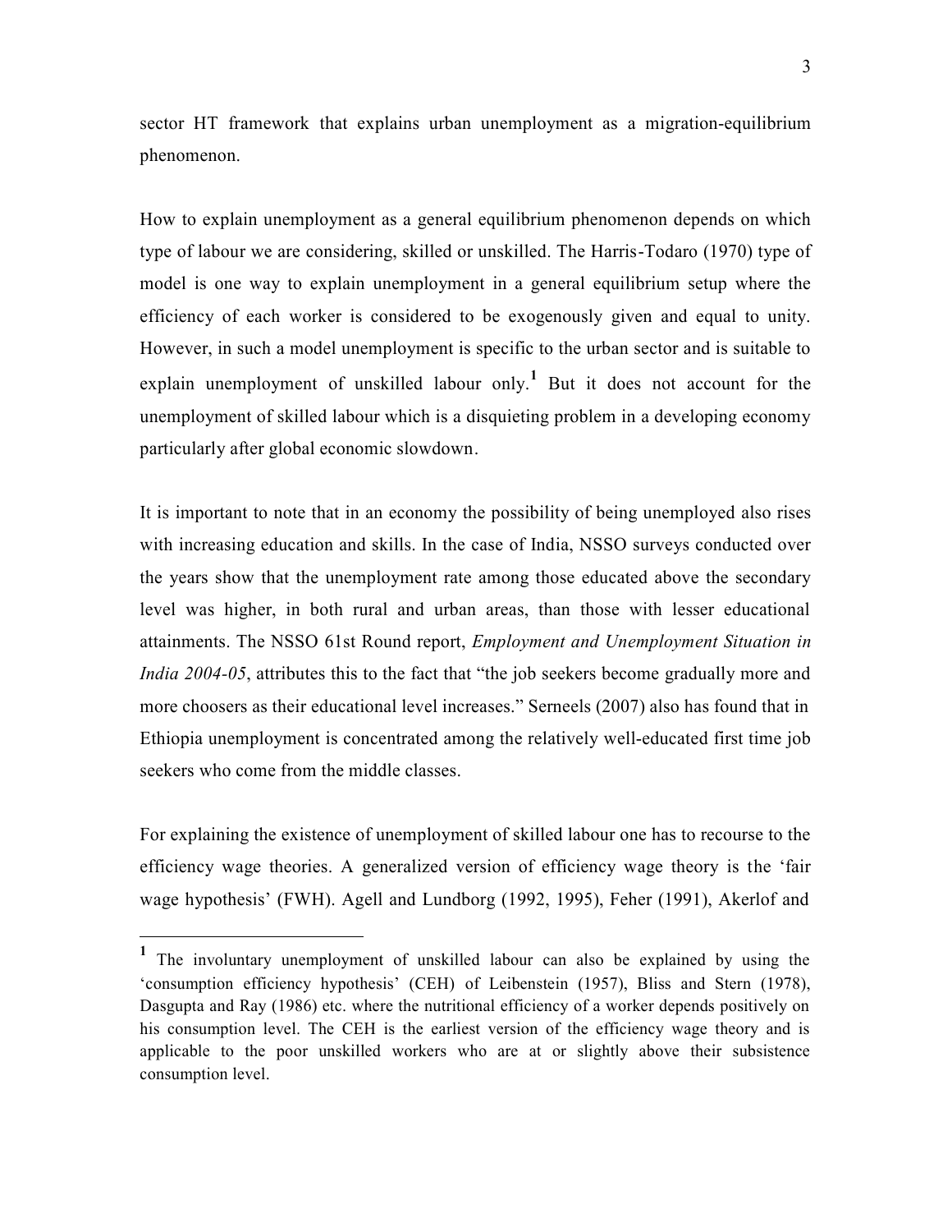sector HT framework that explains urban unemployment as a migration-equilibrium phenomenon.

How to explain unemployment as a general equilibrium phenomenon depends on which type of labour we are considering, skilled or unskilled. The Harris-Todaro (1970) type of model is one way to explain unemployment in a general equilibrium setup where the efficiency of each worker is considered to be exogenously given and equal to unity. However, in such a model unemployment is specific to the urban sector and is suitable to explain unemployment of unskilled labour only.[1] But it does not account for the unemployment of skilled labour which is a disquieting problem in a developing economy particularly after global economic slowdown.

It is important to note that in an economy the possibility of being unemployed also rises with increasing education and skills. In the case of India, NSSO surveys conducted over the years show that the unemployment rate among those educated above the secondary level was higher, in both rural and urban areas, than those with lesser educational attainments. The NSSO 61st Round report, *Employment and Unemployment Situation in India 2004-05*, attributes this to the fact that "the job seekers become gradually more and more choosers as their educational level increases." Serneels (2007) also has found that in Ethiopia unemployment is concentrated among the relatively well-educated first time job seekers who come from the middle classes.

For explaining the existence of unemployment of skilled labour one has to recourse to the efficiency wage theories. A generalized version of efficiency wage theory is the 'fair wage hypothesis' (FWH). Agell and Lundborg (1992, 1995), Feher (1991), Akerlof and

---

[1] The involuntary unemployment of unskilled labour can also be explained by using the 'consumption efficiency hypothesis' (CEH) of Leibenstein (1957), Bliss and Stern (1978), Dasgupta and Ray (1986) etc. where the nutritional efficiency of a worker depends positively on his consumption level. The CEH is the earliest version of the efficiency wage theory and is applicable to the poor unskilled workers who are at or slightly above their subsistence consumption level.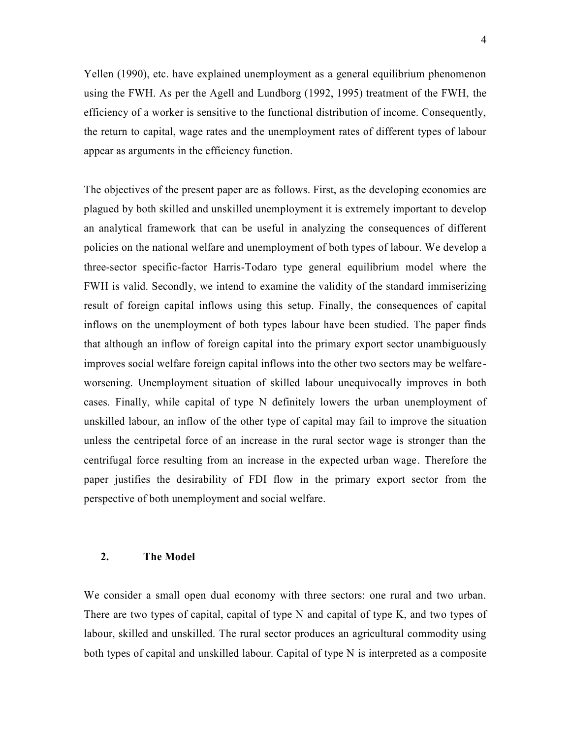Yellen (1990), etc. have explained unemployment as a general equilibrium phenomenon using the FWH. As per the Agell and Lundborg (1992, 1995) treatment of the FWH, the efficiency of a worker is sensitive to the functional distribution of income. Consequently, the return to capital, wage rates and the unemployment rates of different types of labour appear as arguments in the efficiency function.

The objectives of the present paper are as follows. First, as the developing economies are plagued by both skilled and unskilled unemployment it is extremely important to develop an analytical framework that can be useful in analyzing the consequences of different policies on the national welfare and unemployment of both types of labour. We develop a three-sector specific-factor Harris-Todaro type general equilibrium model where the FWH is valid. Secondly, we intend to examine the validity of the standard immiserizing result of foreign capital inflows using this setup. Finally, the consequences of capital inflows on the unemployment of both types labour have been studied. The paper finds that although an inflow of foreign capital into the primary export sector unambiguously improves social welfare foreign capital inflows into the other two sectors may be welfare-worsening. Unemployment situation of skilled labour unequivocally improves in both cases. Finally, while capital of type N definitely lowers the urban unemployment of unskilled labour, an inflow of the other type of capital may fail to improve the situation unless the centripetal force of an increase in the rural sector wage is stronger than the centrifugal force resulting from an increase in the expected urban wage. Therefore the paper justifies the desirability of FDI flow in the primary export sector from the perspective of both unemployment and social welfare.

## 2. The Model

We consider a small open dual economy with three sectors: one rural and two urban. There are two types of capital, capital of type N and capital of type K, and two types of labour, skilled and unskilled. The rural sector produces an agricultural commodity using both types of capital and unskilled labour. Capital of type N is interpreted as a composite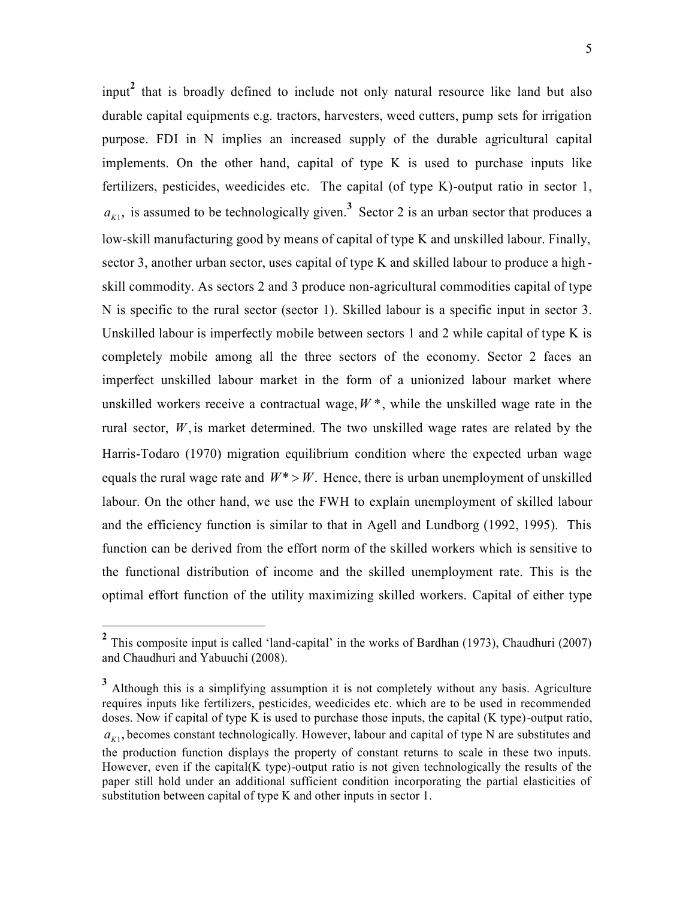input[2] that is broadly defined to include not only natural resource like land but also durable capital equipments e.g. tractors, harvesters, weed cutters, pump sets for irrigation purpose. FDI in N implies an increased supply of the durable agricultural capital implements. On the other hand, capital of type K is used to purchase inputs like fertilizers, pesticides, weedicides etc. The capital (of type K)-output ratio in sector 1, $a_{K1}$, is assumed to be technologically given.[3] Sector 2 is an urban sector that produces a low-skill manufacturing good by means of capital of type K and unskilled labour. Finally, sector 3, another urban sector, uses capital of type K and skilled labour to produce a high-skill commodity. As sectors 2 and 3 produce non-agricultural commodities capital of type N is specific to the rural sector (sector 1). Skilled labour is a specific input in sector 3. Unskilled labour is imperfectly mobile between sectors 1 and 2 while capital of type K is completely mobile among all the three sectors of the economy. Sector 2 faces an imperfect unskilled labour market in the form of a unionized labour market where unskilled workers receive a contractual wage, $W^*$, while the unskilled wage rate in the rural sector, $W$, is market determined. The two unskilled wage rates are related by the Harris-Todaro (1970) migration equilibrium condition where the expected urban wage equals the rural wage rate and $W^* > W$. Hence, there is urban unemployment of unskilled labour. On the other hand, we use the FWH to explain unemployment of skilled labour and the efficiency function is similar to that in Agell and Lundborg (1992, 1995). This function can be derived from the effort norm of the skilled workers which is sensitive to the functional distribution of income and the skilled unemployment rate. This is the optimal effort function of the utility maximizing skilled workers. Capital of either type

---

[2] This composite input is called 'land-capital' in the works of Bardhan (1973), Chaudhuri (2007) and Chaudhuri and Yabuuchi (2008).

[3] Although this is a simplifying assumption it is not completely without any basis. Agriculture requires inputs like fertilizers, pesticides, weedicides etc. which are to be used in recommended doses. Now if capital of type K is used to purchase those inputs, the capital (K type)-output ratio, $a_{K1}$, becomes constant technologically. However, labour and capital of type N are substitutes and the production function displays the property of constant returns to scale in these two inputs. However, even if the capital(K type)-output ratio is not given technologically the results of the paper still hold under an additional sufficient condition incorporating the partial elasticities of substitution between capital of type K and other inputs in sector 1.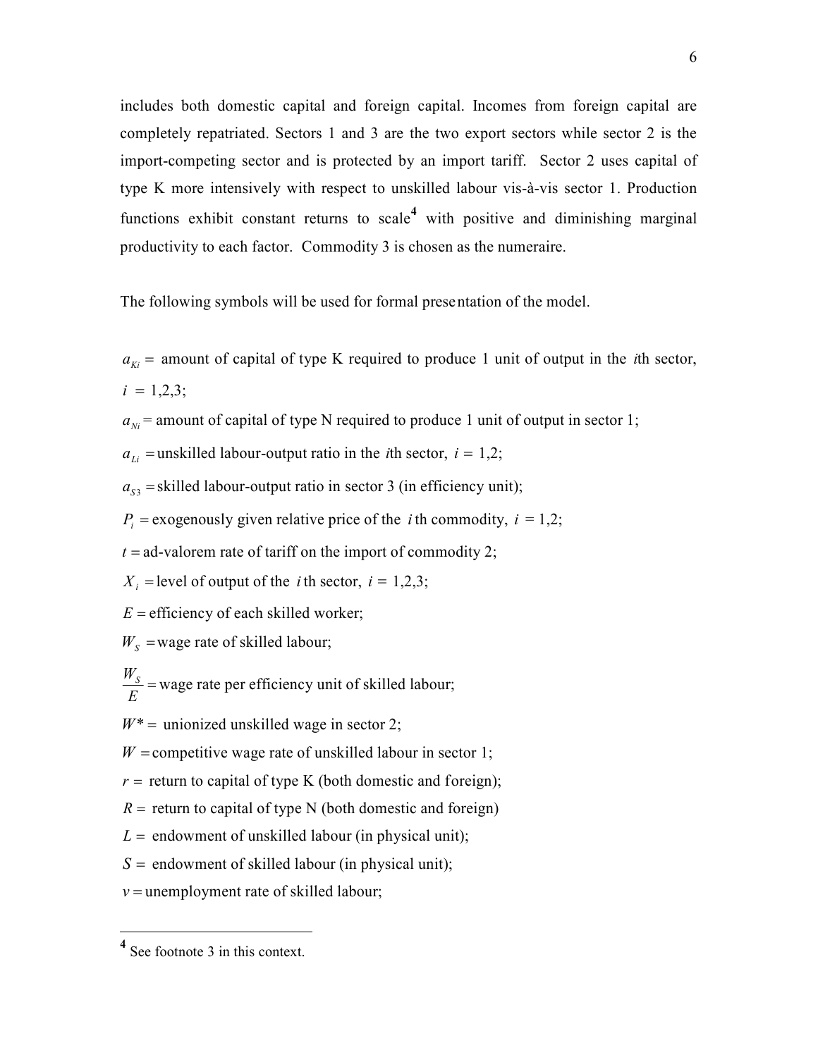includes both domestic capital and foreign capital. Incomes from foreign capital are completely repatriated. Sectors 1 and 3 are the two export sectors while sector 2 is the import-competing sector and is protected by an import tariff. Sector 2 uses capital of type K more intensively with respect to unskilled labour vis-à-vis sector 1. Production functions exhibit constant returns to scale[4] with positive and diminishing marginal productivity to each factor. Commodity 3 is chosen as the numeraire.

The following symbols will be used for formal presentation of the model.

$a_{Ki} =$ amount of capital of type K required to produce 1 unit of output in the *i*th sector, $i = 1,2,3$;

$a_{Ni} =$ amount of capital of type N required to produce 1 unit of output in sector 1;

$a_{Li} =$ unskilled labour-output ratio in the *i*th sector, $i = 1,2$;

$a_{S3} =$ skilled labour-output ratio in sector 3 (in efficiency unit);

$P_i =$ exogenously given relative price of the $i$th commodity, $i = 1,2$;

$t =$ ad-valorem rate of tariff on the import of commodity 2;

$X_i =$ level of output of the $i$th sector, $i = 1,2,3$;

$E =$ efficiency of each skilled worker;

$W_S =$ wage rate of skilled labour;

$\frac{W_S}{E} =$ wage rate per efficiency unit of skilled labour;

$W^* =$ unionized unskilled wage in sector 2;

$W =$ competitive wage rate of unskilled labour in sector 1;

$r =$ return to capital of type K (both domestic and foreign);

$R =$ return to capital of type N (both domestic and foreign)

$L =$ endowment of unskilled labour (in physical unit);

$S =$ endowment of skilled labour (in physical unit);

$v =$ unemployment rate of skilled labour;

---

[4] See footnote 3 in this context.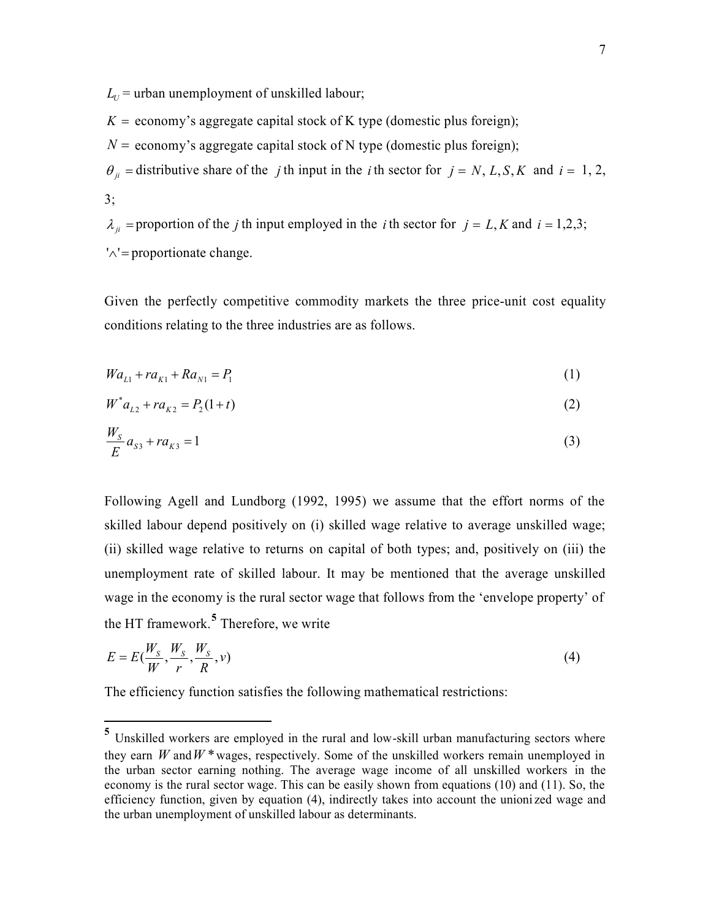$L_U$ = urban unemployment of unskilled labour;

$K =$ economy's aggregate capital stock of K type (domestic plus foreign);

$N =$ economy's aggregate capital stock of N type (domestic plus foreign);

$\theta_{ji}$ = distributive share of the $j$th input in the $i$th sector for $j = N, L, S, K$ and $i = 1, 2, 3$;

$\lambda_{ji}$ = proportion of the $j$ th input employed in the $i$th sector for $j = L, K$ and $i = 1,2,3$;

$'\wedge'$ = proportionate change.

Given the perfectly competitive commodity markets the three price-unit cost equality conditions relating to the three industries are as follows.

$$Wa_{L1} + ra_{K1} + Ra_{N1} = P_1 \tag{1}$$

$$W^* a_{L2} + ra_{K2} = P_2(1+t) \tag{2}$$

$$\frac{W_S}{E} a_{S3} + ra_{K3} = 1 \tag{3}$$

Following Agell and Lundborg (1992, 1995) we assume that the effort norms of the skilled labour depend positively on (i) skilled wage relative to average unskilled wage; (ii) skilled wage relative to returns on capital of both types; and, positively on (iii) the unemployment rate of skilled labour. It may be mentioned that the average unskilled wage in the economy is the rural sector wage that follows from the 'envelope property' of the HT framework.[5] Therefore, we write

$$E = E\left(\frac{W_S}{W}, \frac{W_S}{r}, \frac{W_S}{R}, v\right) \tag{4}$$

The efficiency function satisfies the following mathematical restrictions:

---

[5] Unskilled workers are employed in the rural and low-skill urban manufacturing sectors where they earn $W$ and $W^*$ wages, respectively. Some of the unskilled workers remain unemployed in the urban sector earning nothing. The average wage income of all unskilled workers in the economy is the rural sector wage. This can be easily shown from equations (10) and (11). So, the efficiency function, given by equation (4), indirectly takes into account the unionized wage and the urban unemployment of unskilled labour as determinants.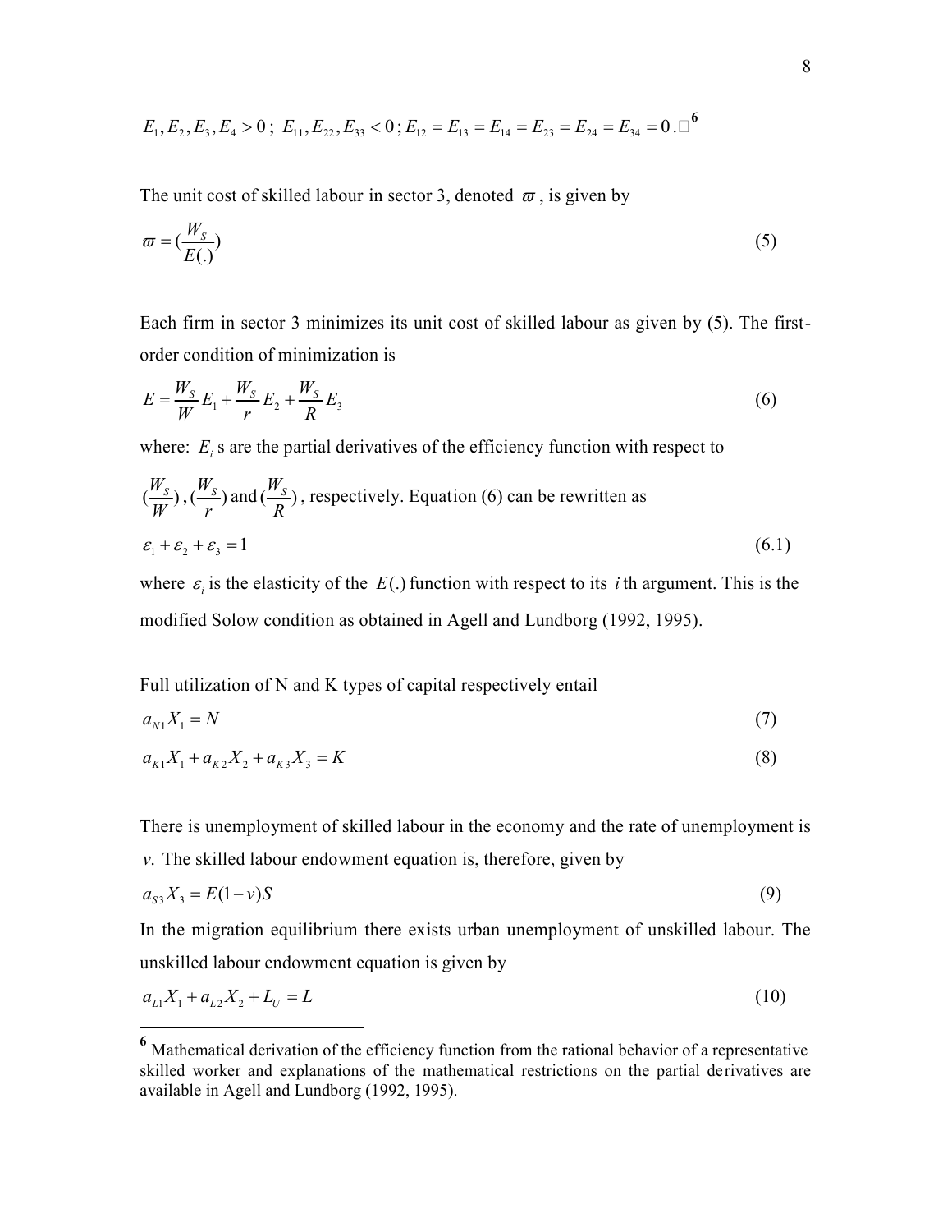$$E_1, E_2, E_3, E_4 > 0\,;\; E_{11}, E_{22}, E_{33} < 0\,; E_{12} = E_{13} = E_{14} = E_{23} = E_{24} = E_{34} = 0\,.$$ [6]

The unit cost of skilled labour in sector 3, denoted $\varpi$, is given by

$$\varpi = \left(\frac{W_S}{E(.)}\right) \tag{5}$$

Each firm in sector 3 minimizes its unit cost of skilled labour as given by (5). The first-order condition of minimization is

$$E = \frac{W_S}{W}E_1 + \frac{W_S}{r}E_2 + \frac{W_S}{R}E_3 \tag{6}$$

where: $E_i$ s are the partial derivatives of the efficiency function with respect to $(\frac{W_S}{W})$, $(\frac{W_S}{r})$ and $(\frac{W_S}{R})$, respectively. Equation (6) can be rewritten as

$$\varepsilon_1 + \varepsilon_2 + \varepsilon_3 = 1 \tag{6.1}$$

where $\varepsilon_i$ is the elasticity of the $E(.)$ function with respect to its $i$th argument. This is the modified Solow condition as obtained in Agell and Lundborg (1992, 1995).

Full utilization of N and K types of capital respectively entail

$$a_{N1}X_1 = N \tag{7}$$

$$a_{K1}X_1 + a_{K2}X_2 + a_{K3}X_3 = K \tag{8}$$

There is unemployment of skilled labour in the economy and the rate of unemployment is *v.* The skilled labour endowment equation is, therefore, given by

$$a_{S3}X_3 = E(1-v)S \tag{9}$$

In the migration equilibrium there exists urban unemployment of unskilled labour. The unskilled labour endowment equation is given by

$$a_{L1}X_1 + a_{L2}X_2 + L_U = L \tag{10}$$

---

[6] Mathematical derivation of the efficiency function from the rational behavior of a representative skilled worker and explanations of the mathematical restrictions on the partial derivatives are available in Agell and Lundborg (1992, 1995).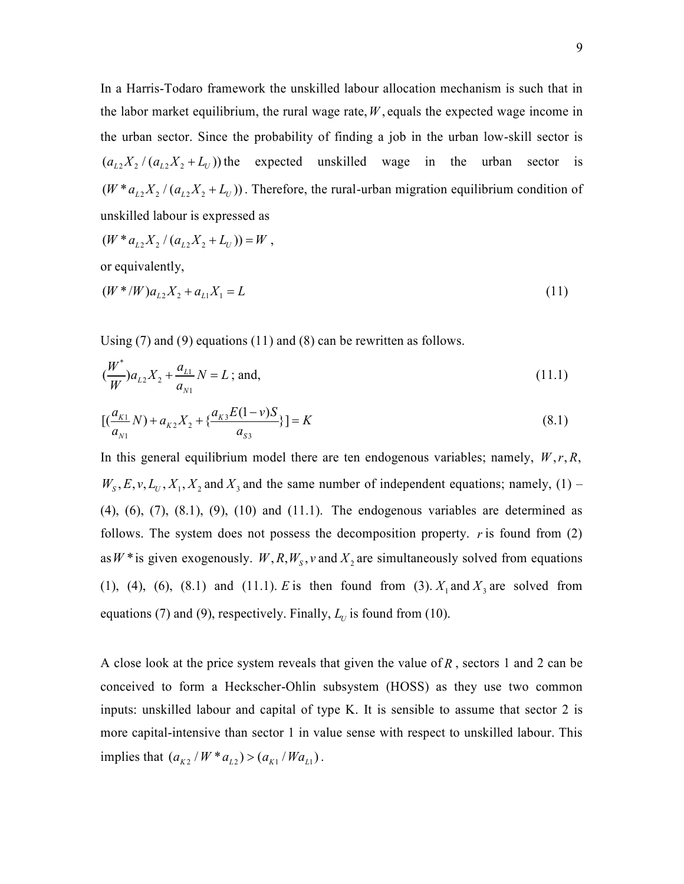In a Harris-Todaro framework the unskilled labour allocation mechanism is such that in the labor market equilibrium, the rural wage rate, $W$, equals the expected wage income in the urban sector. Since the probability of finding a job in the urban low-skill sector is $(a_{L2}X_2/(a_{L2}X_2+L_U))$ the expected unskilled wage in the urban sector is $(W^*a_{L2}X_2/(a_{L2}X_2+L_U))$. Therefore, the rural-urban migration equilibrium condition of unskilled labour is expressed as

$(W^*a_{L2}X_2/(a_{L2}X_2+L_U))=W$,

or equivalently,

$$(W^*/W)a_{L2}X_2+a_{L1}X_1=L \tag{11}$$

Using (7) and (9) equations (11) and (8) can be rewritten as follows.

$$(\frac{W^*}{W})a_{L2}X_2+\frac{a_{L1}}{a_{N1}}N=L\text{; and,} \tag{11.1}$$

$$[(\frac{a_{K1}}{a_{N1}}N)+a_{K2}X_2+\{\frac{a_{K3}E(1-v)S}{a_{S3}}\}]=K \tag{8.1}$$

In this general equilibrium model there are ten endogenous variables; namely, $W,r,R,$ $W_S,E,v,L_U,X_1,X_2$ and $X_3$ and the same number of independent equations; namely, (1) – (4), (6), (7), (8.1), (9), (10) and (11.1). The endogenous variables are determined as follows. The system does not possess the decomposition property. $r$ is found from (2) as $W^*$ is given exogenously. $W,R,W_S,v$ and $X_2$ are simultaneously solved from equations (1), (4), (6), (8.1) and (11.1). $E$ is then found from (3). $X_1$ and $X_3$ are solved from equations (7) and (9), respectively. Finally, $L_U$ is found from (10).

A close look at the price system reveals that given the value of $R$, sectors 1 and 2 can be conceived to form a Heckscher-Ohlin subsystem (HOSS) as they use two common inputs: unskilled labour and capital of type K. It is sensible to assume that sector 2 is more capital-intensive than sector 1 in value sense with respect to unskilled labour. This implies that $(a_{K2}/W^*a_{L2})>(a_{K1}/Wa_{L1})$.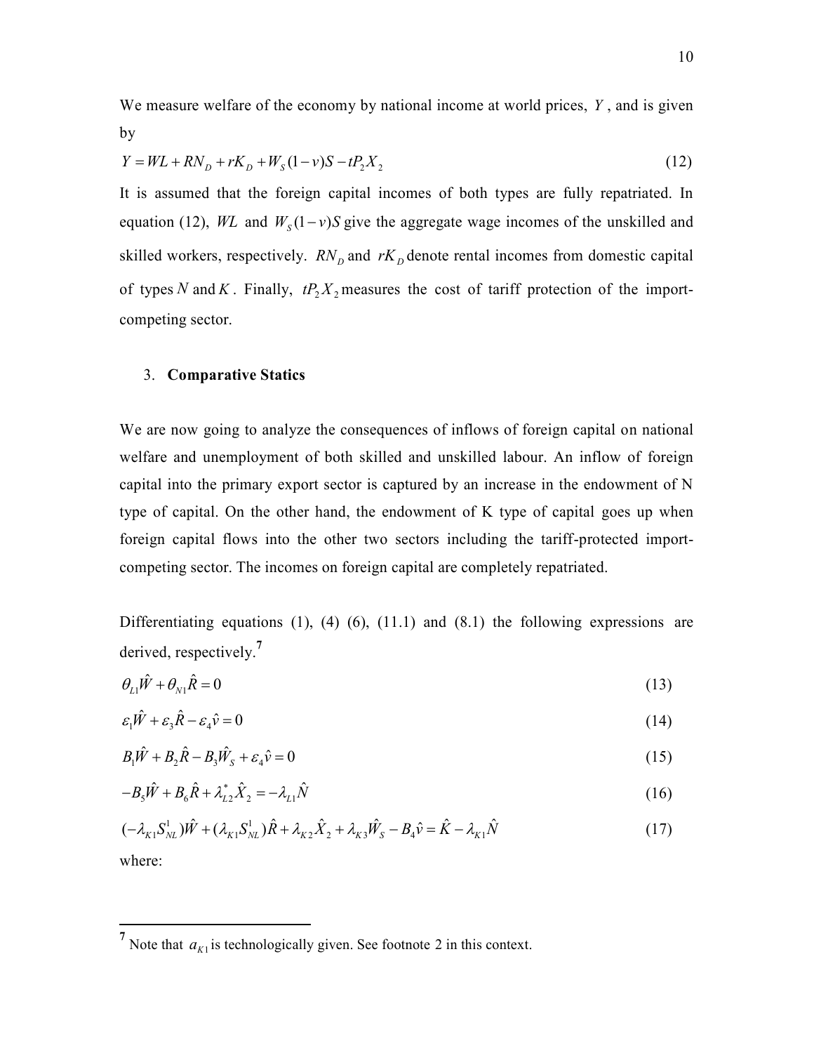We measure welfare of the economy by national income at world prices, $Y$, and is given by

$$Y = WL + RN_D + rK_D + W_S(1-v)S - tP_2X_2 \tag{12}$$

It is assumed that the foreign capital incomes of both types are fully repatriated. In equation (12), $WL$ and $W_S(1-v)S$ give the aggregate wage incomes of the unskilled and skilled workers, respectively. $RN_D$ and $rK_D$ denote rental incomes from domestic capital of types $N$ and $K$. Finally, $tP_2X_2$ measures the cost of tariff protection of the import-competing sector.

## 3. Comparative Statics

We are now going to analyze the consequences of inflows of foreign capital on national welfare and unemployment of both skilled and unskilled labour. An inflow of foreign capital into the primary export sector is captured by an increase in the endowment of N type of capital. On the other hand, the endowment of K type of capital goes up when foreign capital flows into the other two sectors including the tariff-protected import-competing sector. The incomes on foreign capital are completely repatriated.

Differentiating equations (1), (4) (6), (11.1) and (8.1) the following expressions are derived, respectively.[7]

$$\theta_{L1}\hat{W} + \theta_{N1}\hat{R} = 0 \tag{13}$$

$$\varepsilon_1\hat{W} + \varepsilon_3\hat{R} - \varepsilon_4\hat{v} = 0 \tag{14}$$

$$B_1\hat{W} + B_2\hat{R} - B_3\hat{W}_S + \varepsilon_4\hat{v} = 0 \tag{15}$$

$$-B_5\hat{W} + B_6\hat{R} + \lambda_{L2}^{*}\hat{X}_2 = -\lambda_{L1}\hat{N} \tag{16}$$

$$(-\lambda_{K1}S_{NL}^{1})\hat{W} + (\lambda_{K1}S_{NL}^{1})\hat{R} + \lambda_{K2}\hat{X}_2 + \lambda_{K3}\hat{W}_S - B_4\hat{v} = \hat{K} - \lambda_{K1}\hat{N} \tag{17}$$

where:

---

[7] Note that $a_{K1}$ is technologically given. See footnote 2 in this context.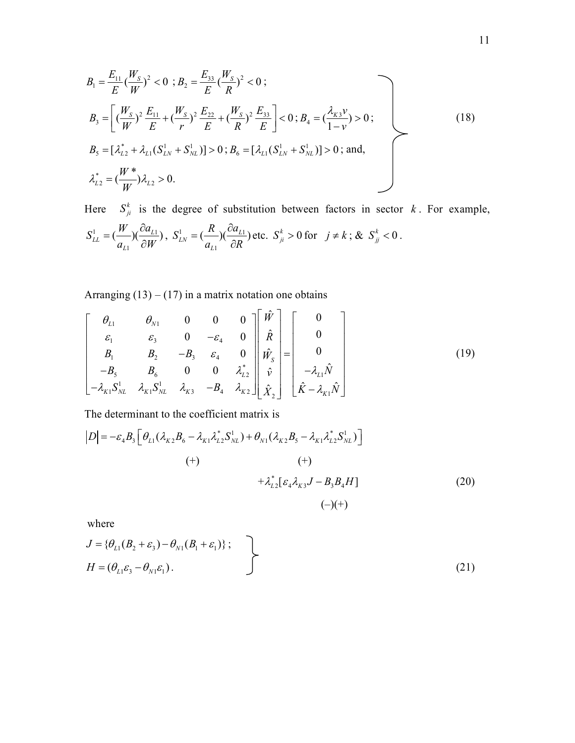$$
\left.
\begin{aligned}
&B_1 = \frac{E_{11}}{E}\left(\frac{W_S}{W}\right)^2 < 0 \; ; B_2 = \frac{E_{33}}{E}\left(\frac{W_S}{R}\right)^2 < 0 \; ; \\
&B_3 = \left[\left(\frac{W_S}{W}\right)^2 \frac{E_{11}}{E} + \left(\frac{W_S}{r}\right)^2 \frac{E_{22}}{E} + \left(\frac{W_S}{R}\right)^2 \frac{E_{33}}{E}\right] < 0 \; ; B_4 = \left(\frac{\lambda_{K3} v}{1-v}\right) > 0 \; ; \\
&B_5 = [\lambda_{L2}^* + \lambda_{L1}(S_{LN}^1 + S_{NL}^1)] > 0 \; ; B_6 = [\lambda_{L1}(S_{LN}^1 + S_{NL}^1)] > 0 \; ; \text{ and,} \\
&\lambda_{L2}^* = \left(\frac{W^*}{W}\right)\lambda_{L2} > 0.
\end{aligned}
\right\} \tag{18}
$$

Here $S_{ji}^k$ is the degree of substitution between factors in sector $k$. For example, $S_{LL}^1 = \left(\frac{W}{a_{L1}}\right)\left(\frac{\partial a_{L1}}{\partial W}\right)$, $S_{LN}^1 = \left(\frac{R}{a_{L1}}\right)\left(\frac{\partial a_{L1}}{\partial R}\right)$ etc. $S_{ji}^k > 0$ for $j \neq k$ ; & $S_{jj}^k < 0$ .

Arranging (13) – (17) in a matrix notation one obtains

$$
\begin{bmatrix}
\theta_{L1} & \theta_{N1} & 0 & 0 & 0 \\
\varepsilon_1 & \varepsilon_3 & 0 & -\varepsilon_4 & 0 \\
B_1 & B_2 & -B_3 & \varepsilon_4 & 0 \\
-B_5 & B_6 & 0 & 0 & \lambda_{L2}^* \\
-\lambda_{K1}S_{NL}^1 & \lambda_{K1}S_{NL}^1 & \lambda_{K3} & -B_4 & \lambda_{K2}
\end{bmatrix}
\begin{bmatrix}
\hat{W} \\ \hat{R} \\ \hat{W}_S \\ \hat{v} \\ \hat{X}_2
\end{bmatrix}
=
\begin{bmatrix}
0 \\ 0 \\ 0 \\ -\lambda_{L1}\hat{N} \\ \hat{K} - \lambda_{K1}\hat{N}
\end{bmatrix} \tag{19}
$$

The determinant to the coefficient matrix is

$$
\begin{aligned}
|D| = -\varepsilon_4 B_3 \Big[ &\underset{(+)}{\theta_{L1}(\lambda_{K2}B_6 - \lambda_{K1}\lambda_{L2}^* S_{NL}^1)} + \underset{(+)}{\theta_{N1}(\lambda_{K2}B_5 - \lambda_{K1}\lambda_{L2}^* S_{NL}^1)} \Big] \\
&+ \lambda_{L2}^* [\varepsilon_4 \lambda_{K3} J - \underset{(-)(+)}{B_3 B_4} H]
\end{aligned} \tag{20}
$$

where

$$
\left.
\begin{aligned}
&J = \{\theta_{L1}(B_2 + \varepsilon_3) - \theta_{N1}(B_1 + \varepsilon_1)\} \; ; \\
&H = (\theta_{L1}\varepsilon_3 - \theta_{N1}\varepsilon_1) .
\end{aligned}
\right\} \tag{21}
$$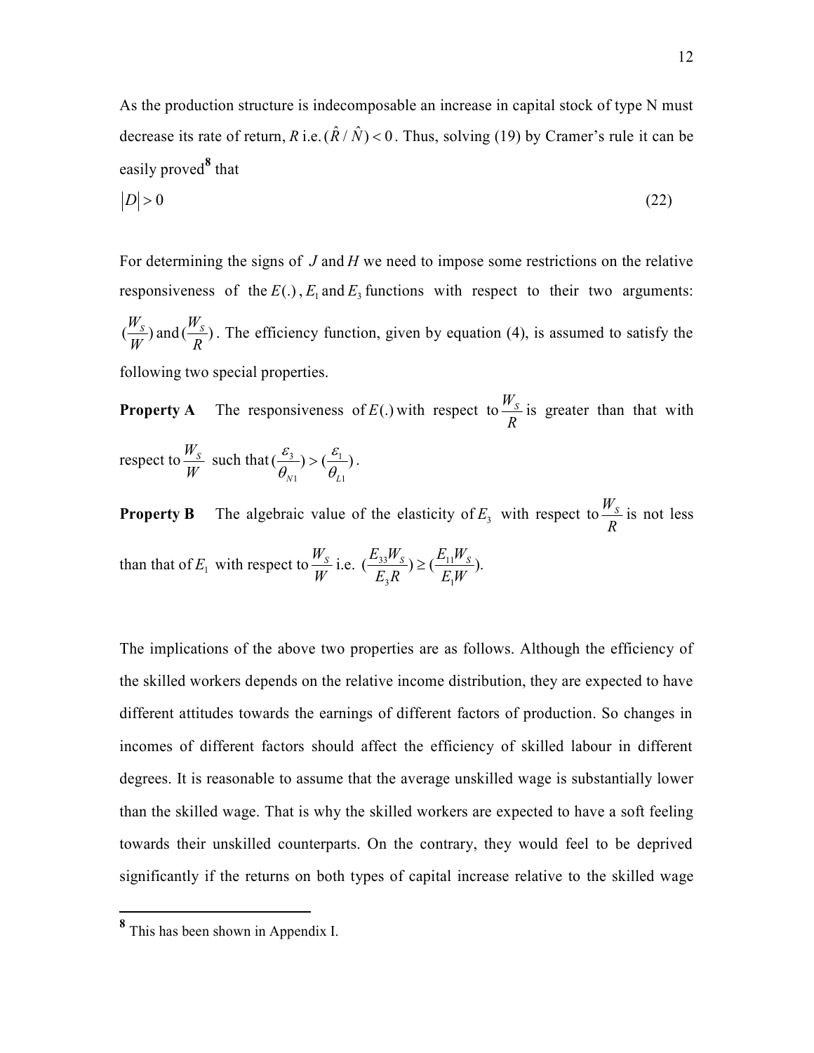As the production structure is indecomposable an increase in capital stock of type N must decrease its rate of return, $R$ i.e. $(\hat{R}/\hat{N}) < 0$. Thus, solving (19) by Cramer's rule it can be easily proved[8] that

$$|D| > 0 \tag{22}$$

For determining the signs of $J$ and $H$ we need to impose some restrictions on the relative responsiveness of the $E(.)$, $E_1$ and $E_3$ functions with respect to their two arguments: $(\frac{W_S}{W})$ and $(\frac{W_S}{R})$. The efficiency function, given by equation (4), is assumed to satisfy the following two special properties.

**Property A** The responsiveness of $E(.)$ with respect to $\frac{W_S}{R}$ is greater than that with respect to $\frac{W_S}{W}$ such that $(\frac{\varepsilon_3}{\theta_{N1}}) > (\frac{\varepsilon_1}{\theta_{L1}})$.

**Property B** The algebraic value of the elasticity of $E_3$ with respect to $\frac{W_S}{R}$ is not less than that of $E_1$ with respect to $\frac{W_S}{W}$ i.e. $(\frac{E_{33}W_S}{E_3 R}) \geq (\frac{E_{11}W_S}{E_1 W})$.

The implications of the above two properties are as follows. Although the efficiency of the skilled workers depends on the relative income distribution, they are expected to have different attitudes towards the earnings of different factors of production. So changes in incomes of different factors should affect the efficiency of skilled labour in different degrees. It is reasonable to assume that the average unskilled wage is substantially lower than the skilled wage. That is why the skilled workers are expected to have a soft feeling towards their unskilled counterparts. On the contrary, they would feel to be deprived significantly if the returns on both types of capital increase relative to the skilled wage

[8] This has been shown in Appendix I.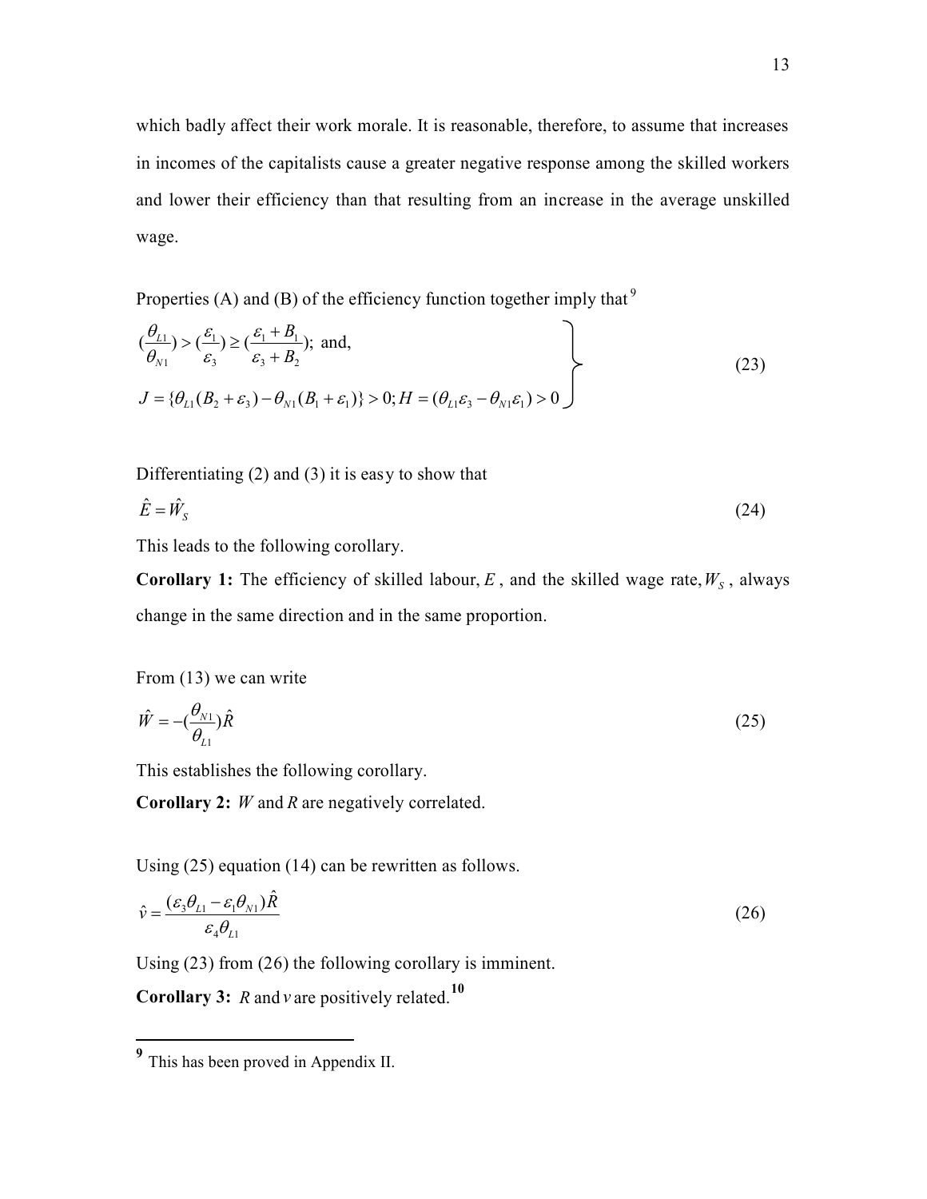which badly affect their work morale. It is reasonable, therefore, to assume that increases in incomes of the capitalists cause a greater negative response among the skilled workers and lower their efficiency than that resulting from an increase in the average unskilled wage.

Properties (A) and (B) of the efficiency function together imply that [9]

$$
\left.
\begin{aligned}
&\left(\frac{\theta_{L1}}{\theta_{N1}}\right) > \left(\frac{\varepsilon_1}{\varepsilon_3}\right) \geq \left(\frac{\varepsilon_1 + B_1}{\varepsilon_3 + B_2}\right); \text{ and,} \\
&J = \{\theta_{L1}(B_2 + \varepsilon_3) - \theta_{N1}(B_1 + \varepsilon_1)\} > 0; H = (\theta_{L1}\varepsilon_3 - \theta_{N1}\varepsilon_1) > 0
\end{aligned}
\right\} \tag{23}
$$

Differentiating (2) and (3) it is easy to show that

$$
\hat{E} = \hat{W}_S \tag{24}
$$

This leads to the following corollary.

**Corollary 1:** The efficiency of skilled labour, $E$, and the skilled wage rate, $W_S$, always change in the same direction and in the same proportion.

From (13) we can write

$$
\hat{W} = -\left(\frac{\theta_{N1}}{\theta_{L1}}\right)\hat{R} \tag{25}
$$

This establishes the following corollary.

**Corollary 2:** $W$ and $R$ are negatively correlated.

Using (25) equation (14) can be rewritten as follows.

$$
\hat{v} = \frac{(\varepsilon_3\theta_{L1} - \varepsilon_1\theta_{N1})\hat{R}}{\varepsilon_4\theta_{L1}} \tag{26}
$$

Using (23) from (26) the following corollary is imminent.

**Corollary 3:** $R$ and $v$ are positively related.[10]

---

[9] This has been proved in Appendix II.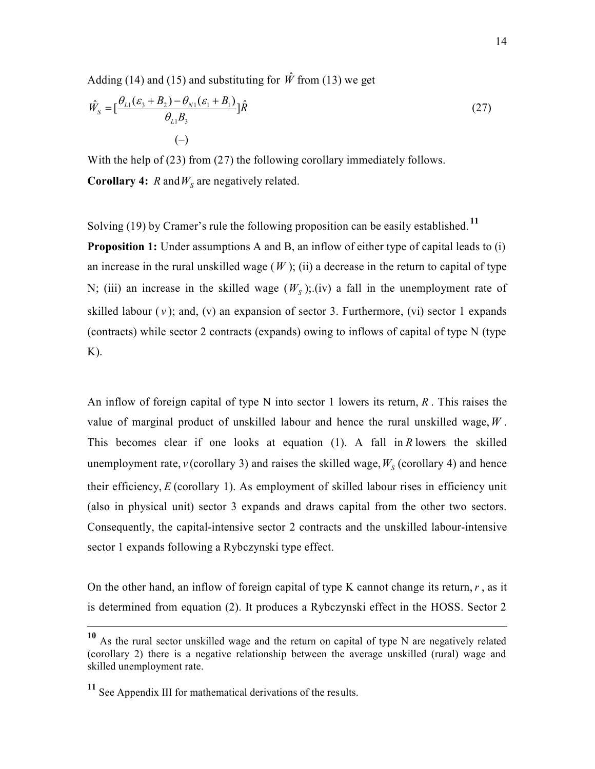Adding (14) and (15) and substituting for $\hat{W}$ from (13) we get

$$\hat{W}_S = [\frac{\theta_{L1}(\varepsilon_3 + B_2) - \theta_{N1}(\varepsilon_1 + B_1)}{\theta_{L1} B_3}]\hat{R} \tag{27}$$

$$(-)$$

With the help of (23) from (27) the following corollary immediately follows.

**Corollary 4:** $R$ and $W_S$ are negatively related.

Solving (19) by Cramer's rule the following proposition can be easily established.[11]

**Proposition 1:** Under assumptions A and B, an inflow of either type of capital leads to (i) an increase in the rural unskilled wage ($W$); (ii) a decrease in the return to capital of type N; (iii) an increase in the skilled wage ($W_S$);.(iv) a fall in the unemployment rate of skilled labour ($v$); and, (v) an expansion of sector 3. Furthermore, (vi) sector 1 expands (contracts) while sector 2 contracts (expands) owing to inflows of capital of type N (type K).

An inflow of foreign capital of type N into sector 1 lowers its return, $R$. This raises the value of marginal product of unskilled labour and hence the rural unskilled wage, $W$. This becomes clear if one looks at equation (1). A fall in $R$ lowers the skilled unemployment rate, $v$ (corollary 3) and raises the skilled wage, $W_S$ (corollary 4) and hence their efficiency, $E$ (corollary 1). As employment of skilled labour rises in efficiency unit (also in physical unit) sector 3 expands and draws capital from the other two sectors. Consequently, the capital-intensive sector 2 contracts and the unskilled labour-intensive sector 1 expands following a Rybczynski type effect.

On the other hand, an inflow of foreign capital of type K cannot change its return, $r$, as it is determined from equation (2). It produces a Rybczynski effect in the HOSS. Sector 2

---

[10] As the rural sector unskilled wage and the return on capital of type N are negatively related (corollary 2) there is a negative relationship between the average unskilled (rural) wage and skilled unemployment rate.

[11] See Appendix III for mathematical derivations of the results.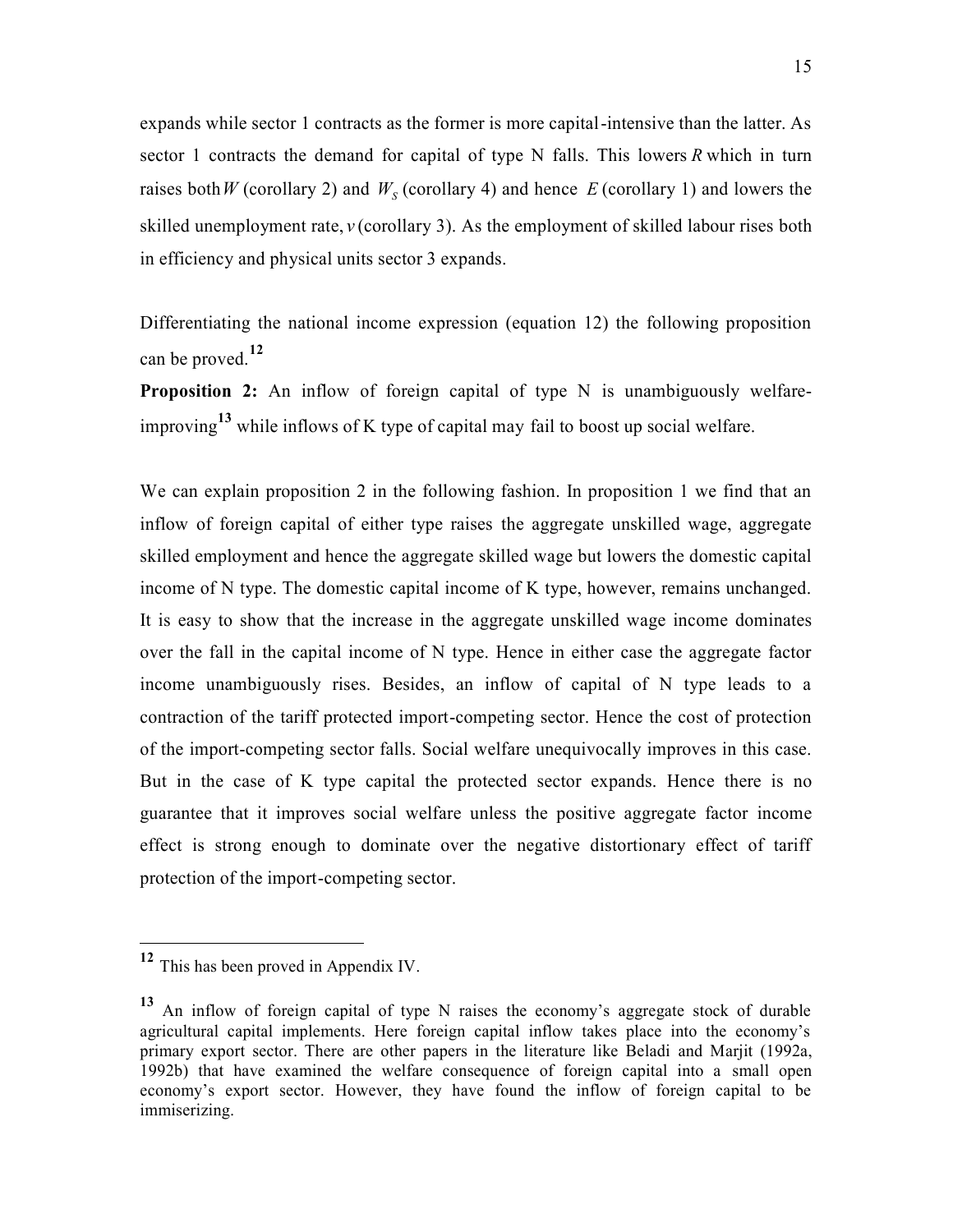expands while sector 1 contracts as the former is more capital-intensive than the latter. As sector 1 contracts the demand for capital of type N falls. This lowers $R$ which in turn raises both $W$ (corollary 2) and $W_S$ (corollary 4) and hence $E$ (corollary 1) and lowers the skilled unemployment rate, $v$ (corollary 3). As the employment of skilled labour rises both in efficiency and physical units sector 3 expands.

Differentiating the national income expression (equation 12) the following proposition can be proved.[12]

**Proposition 2:** An inflow of foreign capital of type N is unambiguously welfare-improving[13] while inflows of K type of capital may fail to boost up social welfare.

We can explain proposition 2 in the following fashion. In proposition 1 we find that an inflow of foreign capital of either type raises the aggregate unskilled wage, aggregate skilled employment and hence the aggregate skilled wage but lowers the domestic capital income of N type. The domestic capital income of K type, however, remains unchanged. It is easy to show that the increase in the aggregate unskilled wage income dominates over the fall in the capital income of N type. Hence in either case the aggregate factor income unambiguously rises. Besides, an inflow of capital of N type leads to a contraction of the tariff protected import-competing sector. Hence the cost of protection of the import-competing sector falls. Social welfare unequivocally improves in this case. But in the case of K type capital the protected sector expands. Hence there is no guarantee that it improves social welfare unless the positive aggregate factor income effect is strong enough to dominate over the negative distortionary effect of tariff protection of the import-competing sector.

---

[12] This has been proved in Appendix IV.

[13] An inflow of foreign capital of type N raises the economy's aggregate stock of durable agricultural capital implements. Here foreign capital inflow takes place into the economy's primary export sector. There are other papers in the literature like Beladi and Marjit (1992a, 1992b) that have examined the welfare consequence of foreign capital into a small open economy's export sector. However, they have found the inflow of foreign capital to be immiserizing.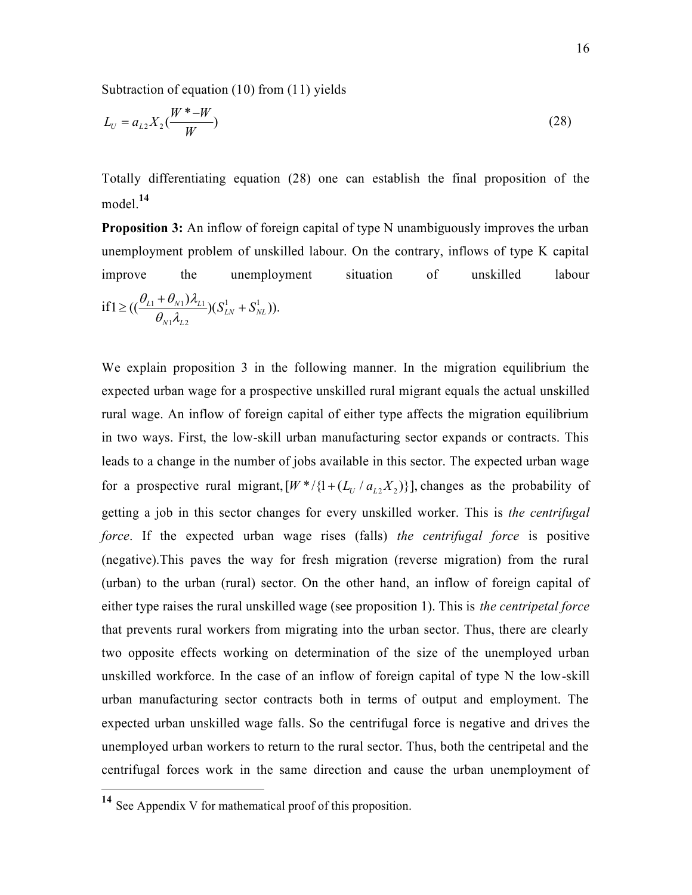Subtraction of equation (10) from (11) yields

$$L_U = a_{L2} X_2 (\frac{W^* - W}{W}) \tag{28}$$

Totally differentiating equation (28) one can establish the final proposition of the model.[14]

**Proposition 3:** An inflow of foreign capital of type N unambiguously improves the urban unemployment problem of unskilled labour. On the contrary, inflows of type K capital improve the unemployment situation of unskilled labour if $1 \geq ((\frac{\theta_{L1} + \theta_{N1})\lambda_{L1}}{\theta_{N1}\lambda_{L2}})(S_{LN}^1 + S_{NL}^1))$.

We explain proposition 3 in the following manner. In the migration equilibrium the expected urban wage for a prospective unskilled rural migrant equals the actual unskilled rural wage. An inflow of foreign capital of either type affects the migration equilibrium in two ways. First, the low-skill urban manufacturing sector expands or contracts. This leads to a change in the number of jobs available in this sector. The expected urban wage for a prospective rural migrant, $[W^* / \{1 + (L_U / a_{L2} X_2)\}]$, changes as the probability of getting a job in this sector changes for every unskilled worker. This is *the centrifugal force*. If the expected urban wage rises (falls) *the centrifugal force* is positive (negative).This paves the way for fresh migration (reverse migration) from the rural (urban) to the urban (rural) sector. On the other hand, an inflow of foreign capital of either type raises the rural unskilled wage (see proposition 1). This is *the centripetal force* that prevents rural workers from migrating into the urban sector. Thus, there are clearly two opposite effects working on determination of the size of the unemployed urban unskilled workforce. In the case of an inflow of foreign capital of type N the low-skill urban manufacturing sector contracts both in terms of output and employment. The expected urban unskilled wage falls. So the centrifugal force is negative and drives the unemployed urban workers to return to the rural sector. Thus, both the centripetal and the centrifugal forces work in the same direction and cause the urban unemployment of

[14] See Appendix V for mathematical proof of this proposition.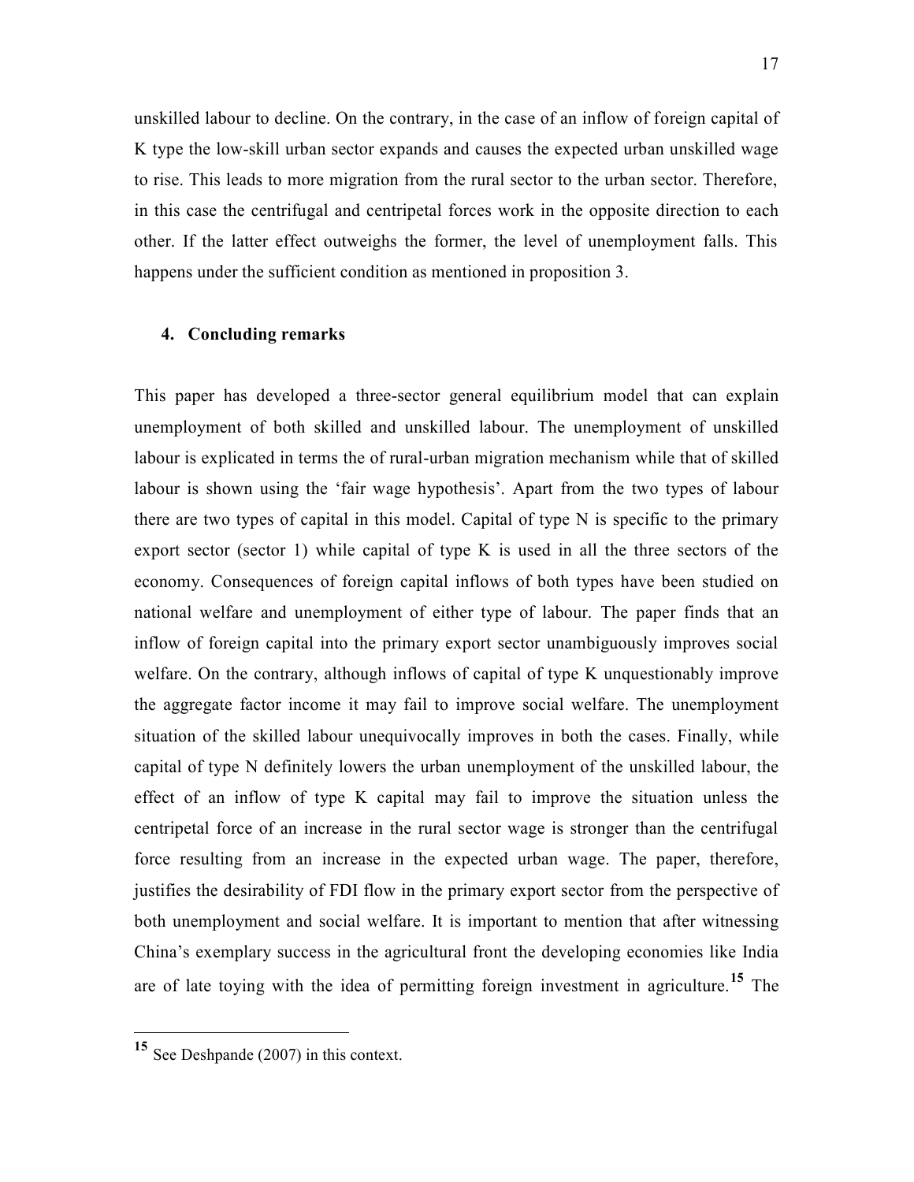unskilled labour to decline. On the contrary, in the case of an inflow of foreign capital of K type the low-skill urban sector expands and causes the expected urban unskilled wage to rise. This leads to more migration from the rural sector to the urban sector. Therefore, in this case the centrifugal and centripetal forces work in the opposite direction to each other. If the latter effect outweighs the former, the level of unemployment falls. This happens under the sufficient condition as mentioned in proposition 3.

## 4. Concluding remarks

This paper has developed a three-sector general equilibrium model that can explain unemployment of both skilled and unskilled labour. The unemployment of unskilled labour is explicated in terms the of rural-urban migration mechanism while that of skilled labour is shown using the 'fair wage hypothesis'. Apart from the two types of labour there are two types of capital in this model. Capital of type N is specific to the primary export sector (sector 1) while capital of type K is used in all the three sectors of the economy. Consequences of foreign capital inflows of both types have been studied on national welfare and unemployment of either type of labour. The paper finds that an inflow of foreign capital into the primary export sector unambiguously improves social welfare. On the contrary, although inflows of capital of type K unquestionably improve the aggregate factor income it may fail to improve social welfare. The unemployment situation of the skilled labour unequivocally improves in both the cases. Finally, while capital of type N definitely lowers the urban unemployment of the unskilled labour, the effect of an inflow of type K capital may fail to improve the situation unless the centripetal force of an increase in the rural sector wage is stronger than the centrifugal force resulting from an increase in the expected urban wage. The paper, therefore, justifies the desirability of FDI flow in the primary export sector from the perspective of both unemployment and social welfare. It is important to mention that after witnessing China's exemplary success in the agricultural front the developing economies like India are of late toying with the idea of permitting foreign investment in agriculture.[15] The

[15] See Deshpande (2007) in this context.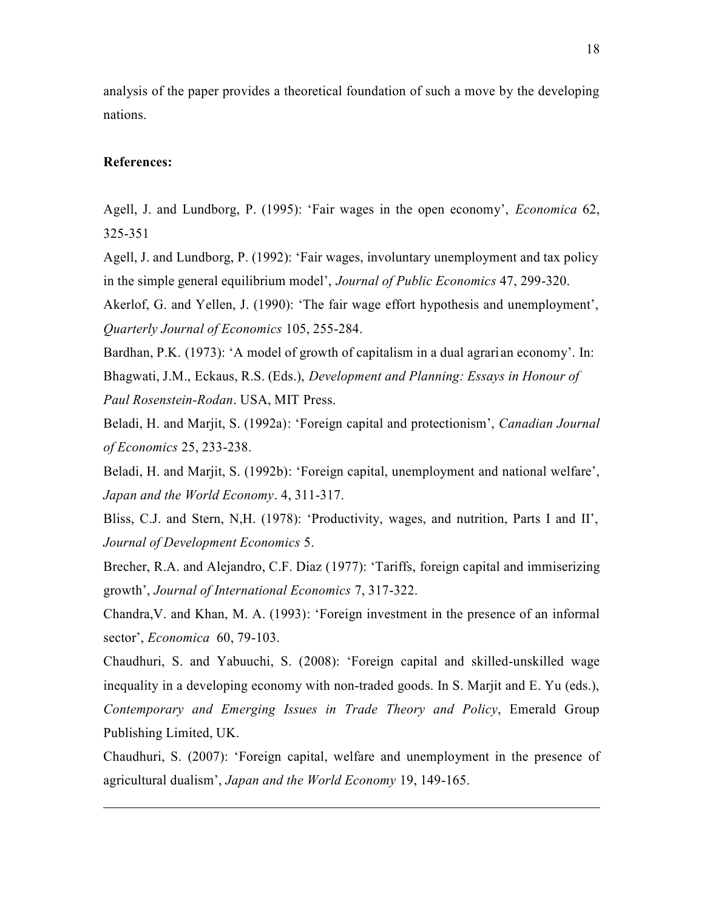analysis of the paper provides a theoretical foundation of such a move by the developing nations.

**References:**

Agell, J. and Lundborg, P. (1995): 'Fair wages in the open economy', *Economica* 62, 325-351

Agell, J. and Lundborg, P. (1992): 'Fair wages, involuntary unemployment and tax policy in the simple general equilibrium model', *Journal of Public Economics* 47, 299-320.

Akerlof, G. and Yellen, J. (1990): 'The fair wage effort hypothesis and unemployment', *Quarterly Journal of Economics* 105, 255-284.

Bardhan, P.K. (1973): 'A model of growth of capitalism in a dual agrarian economy'. In: Bhagwati, J.M., Eckaus, R.S. (Eds.), *Development and Planning: Essays in Honour of Paul Rosenstein-Rodan*. USA, MIT Press.

Beladi, H. and Marjit, S. (1992a): 'Foreign capital and protectionism', *Canadian Journal of Economics* 25, 233-238.

Beladi, H. and Marjit, S. (1992b): 'Foreign capital, unemployment and national welfare', *Japan and the World Economy*. 4, 311-317.

Bliss, C.J. and Stern, N,H. (1978): 'Productivity, wages, and nutrition, Parts I and II', *Journal of Development Economics* 5.

Brecher, R.A. and Alejandro, C.F. Diaz (1977): 'Tariffs, foreign capital and immiserizing growth', *Journal of International Economics* 7, 317-322.

Chandra,V. and Khan, M. A. (1993): 'Foreign investment in the presence of an informal sector', *Economica* 60, 79-103.

Chaudhuri, S. and Yabuuchi, S. (2008): 'Foreign capital and skilled-unskilled wage inequality in a developing economy with non-traded goods. In S. Marjit and E. Yu (eds.), *Contemporary and Emerging Issues in Trade Theory and Policy*, Emerald Group Publishing Limited, UK.

Chaudhuri, S. (2007): 'Foreign capital, welfare and unemployment in the presence of agricultural dualism', *Japan and the World Economy* 19, 149-165.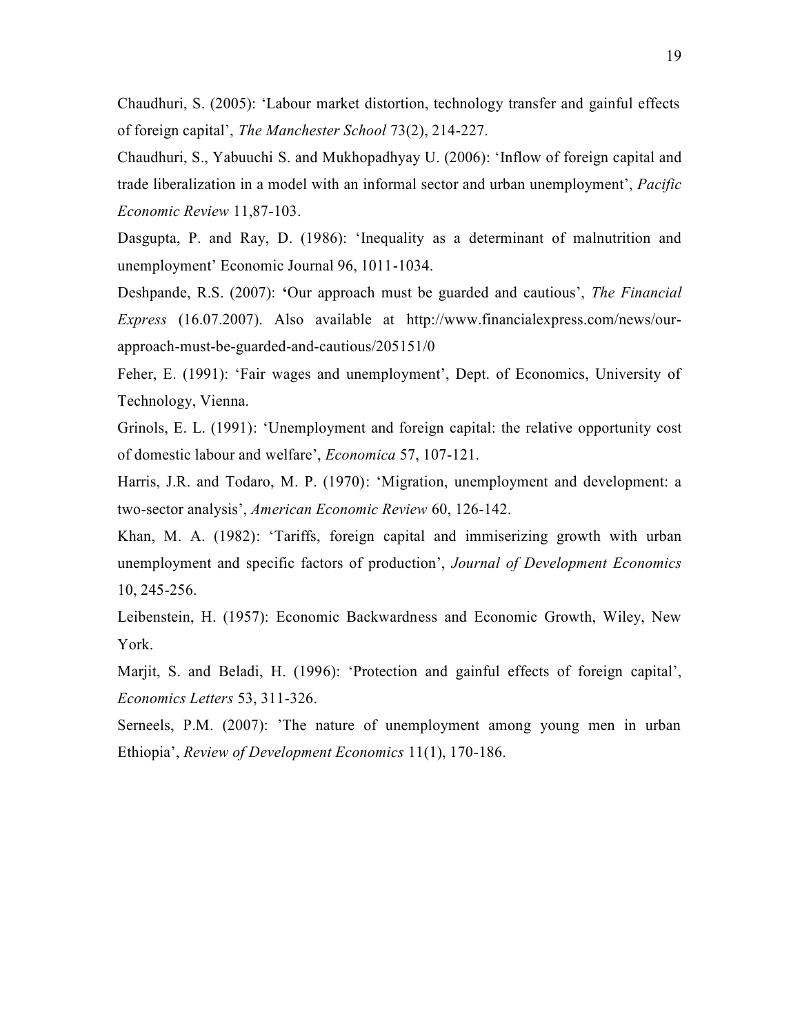Chaudhuri, S. (2005): 'Labour market distortion, technology transfer and gainful effects of foreign capital', *The Manchester School* 73(2), 214-227.

Chaudhuri, S., Yabuuchi S. and Mukhopadhyay U. (2006): 'Inflow of foreign capital and trade liberalization in a model with an informal sector and urban unemployment', *Pacific Economic Review* 11,87-103.

Dasgupta, P. and Ray, D. (1986): 'Inequality as a determinant of malnutrition and unemployment' Economic Journal 96, 1011-1034.

Deshpande, R.S. (2007): **'**Our approach must be guarded and cautious', *The Financial Express* (16.07.2007). Also available at http://www.financialexpress.com/news/our-approach-must-be-guarded-and-cautious/205151/0

Feher, E. (1991): 'Fair wages and unemployment', Dept. of Economics, University of Technology, Vienna.

Grinols, E. L. (1991): 'Unemployment and foreign capital: the relative opportunity cost of domestic labour and welfare', *Economica* 57, 107-121.

Harris, J.R. and Todaro, M. P. (1970): 'Migration, unemployment and development: a two-sector analysis', *American Economic Review* 60, 126-142.

Khan, M. A. (1982): 'Tariffs, foreign capital and immiserizing growth with urban unemployment and specific factors of production', *Journal of Development Economics* 10, 245-256.

Leibenstein, H. (1957): Economic Backwardness and Economic Growth, Wiley, New York.

Marjit, S. and Beladi, H. (1996): 'Protection and gainful effects of foreign capital', *Economics Letters* 53, 311-326.

Serneels, P.M. (2007): 'The nature of unemployment among young men in urban Ethiopia', *Review of Development Economics* 11(1), 170-186.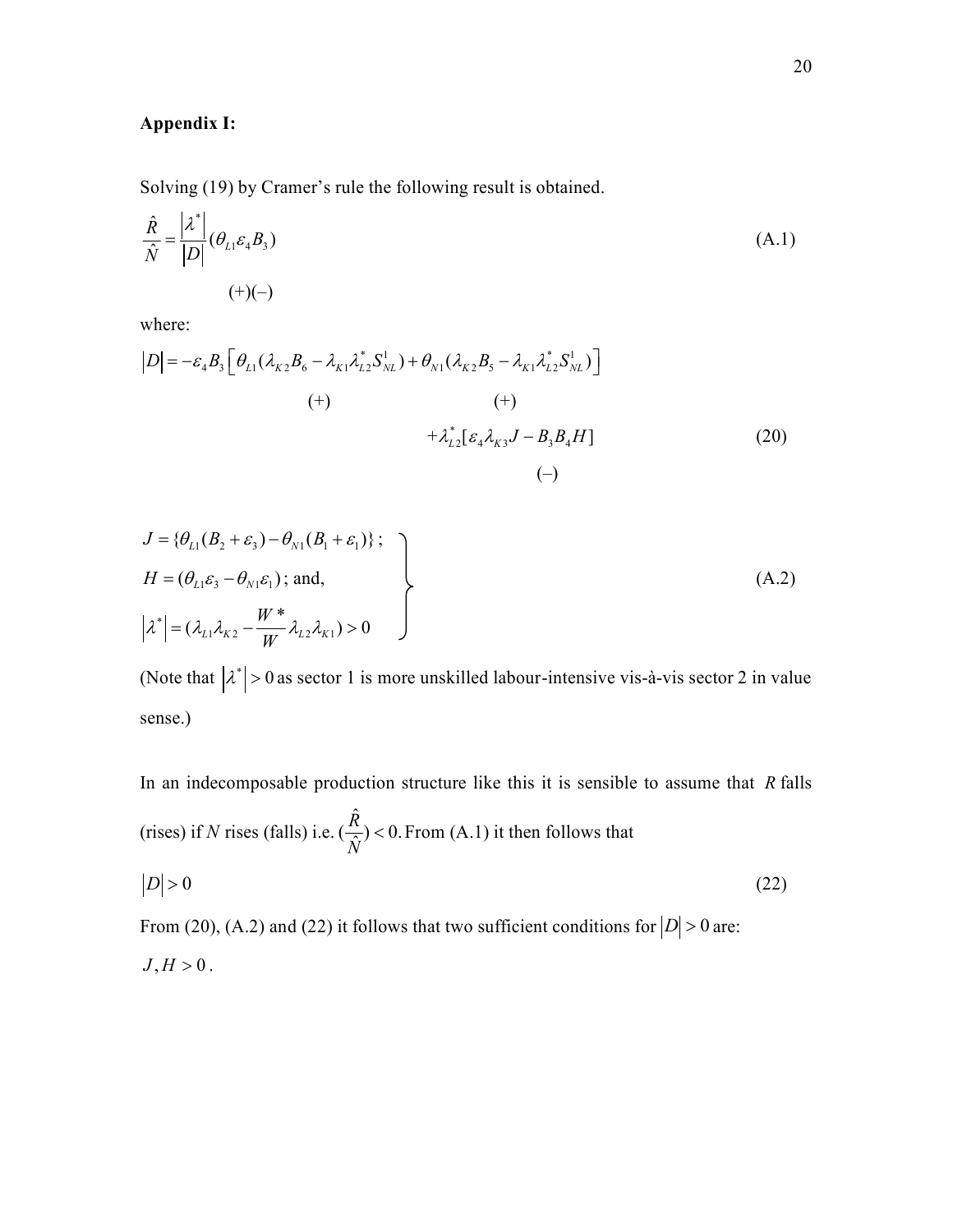## Appendix I:

Solving (19) by Cramer's rule the following result is obtained.

$$\frac{\hat{R}}{\hat{N}} = \frac{|\lambda^*|}{|D|}(\theta_{L1}\varepsilon_4 B_3) \tag{A.1}$$

$$(+)(-)$$

where:

$$|D| = -\varepsilon_4 B_3 \left[ \underset{(+)}{\theta_{L1}(\lambda_{K2} B_6 - \lambda_{K1}\lambda_{L2}^* S_{NL}^1)} + \underset{(+)}{\theta_{N1}(\lambda_{K2} B_5 - \lambda_{K1}\lambda_{L2}^* S_{NL}^1)} \right] + \underset{(-)}{\lambda_{L2}^*[\varepsilon_4 \lambda_{K3} J - B_3 B_4 H]} \tag{20}$$

$$\left.\begin{aligned} J &= \{\theta_{L1}(B_2 + \varepsilon_3) - \theta_{N1}(B_1 + \varepsilon_1)\}; \\ H &= (\theta_{L1}\varepsilon_3 - \theta_{N1}\varepsilon_1); \text{ and,} \\ |\lambda^*| &= (\lambda_{L1}\lambda_{K2} - \frac{W^*}{W}\lambda_{L2}\lambda_{K1}) > 0 \end{aligned}\right\} \tag{A.2}$$

(Note that $|\lambda^*| > 0$ as sector 1 is more unskilled labour-intensive vis-à-vis sector 2 in value sense.)

In an indecomposable production structure like this it is sensible to assume that $R$ falls (rises) if $N$ rises (falls) i.e. $(\frac{\hat{R}}{\hat{N}}) < 0$. From (A.1) it then follows that

$$|D| > 0 \tag{22}$$

From (20), (A.2) and (22) it follows that two sufficient conditions for $|D| > 0$ are: $J, H > 0$.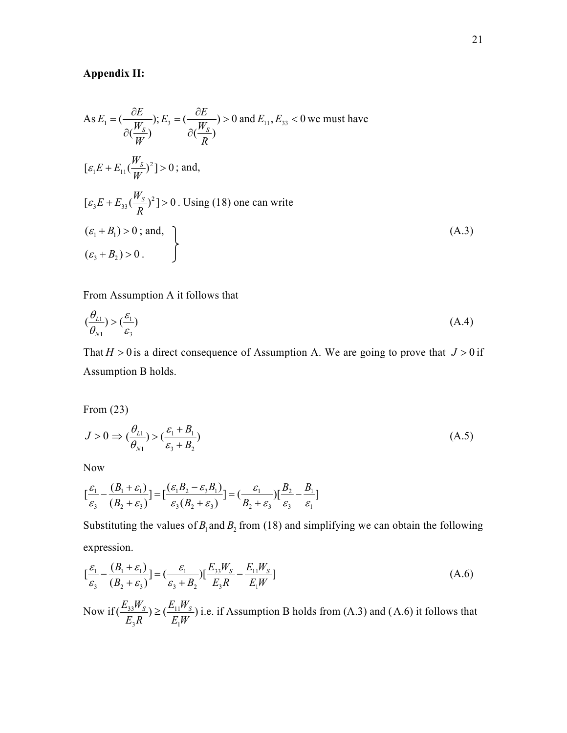**Appendix II:**

As $E_1 = (\frac{\partial E}{\partial(\frac{W_S}{W})})$; $E_3 = (\frac{\partial E}{\partial(\frac{W_S}{R})}) > 0$ and $E_{11}, E_{33} < 0$ we must have

$[\varepsilon_1 E + E_{11}(\frac{W_S}{W})^2] > 0$; and,

$[\varepsilon_3 E + E_{33}(\frac{W_S}{R})^2] > 0$. Using (18) one can write

$$\left.\begin{aligned} &(\varepsilon_1 + B_1) > 0 \text{; and,} \\ &(\varepsilon_3 + B_2) > 0 . \end{aligned}\right\} \tag{A.3}$$

From Assumption A it follows that

$$(\frac{\theta_{L1}}{\theta_{N1}}) > (\frac{\varepsilon_1}{\varepsilon_3}) \tag{A.4}$$

That $H > 0$ is a direct consequence of Assumption A. We are going to prove that $J > 0$ if Assumption B holds.

From (23)

$$J > 0 \Rightarrow (\frac{\theta_{L1}}{\theta_{N1}}) > (\frac{\varepsilon_1 + B_1}{\varepsilon_3 + B_2}) \tag{A.5}$$

Now

$$[\frac{\varepsilon_1}{\varepsilon_3} - \frac{(B_1 + \varepsilon_1)}{(B_2 + \varepsilon_3)}] = [\frac{(\varepsilon_1 B_2 - \varepsilon_3 B_1)}{\varepsilon_3 (B_2 + \varepsilon_3)}] = (\frac{\varepsilon_1}{B_2 + \varepsilon_3})[\frac{B_2}{\varepsilon_3} - \frac{B_1}{\varepsilon_1}]$$

Substituting the values of $B_1$ and $B_2$ from (18) and simplifying we can obtain the following expression.

$$[\frac{\varepsilon_1}{\varepsilon_3} - \frac{(B_1 + \varepsilon_1)}{(B_2 + \varepsilon_3)}] = (\frac{\varepsilon_1}{\varepsilon_3 + B_2})[\frac{E_{33} W_S}{E_3 R} - \frac{E_{11} W_S}{E_1 W}] \tag{A.6}$$

Now if $(\frac{E_{33} W_S}{E_3 R}) \geq (\frac{E_{11} W_S}{E_1 W})$ i.e. if Assumption B holds from (A.3) and (A.6) it follows that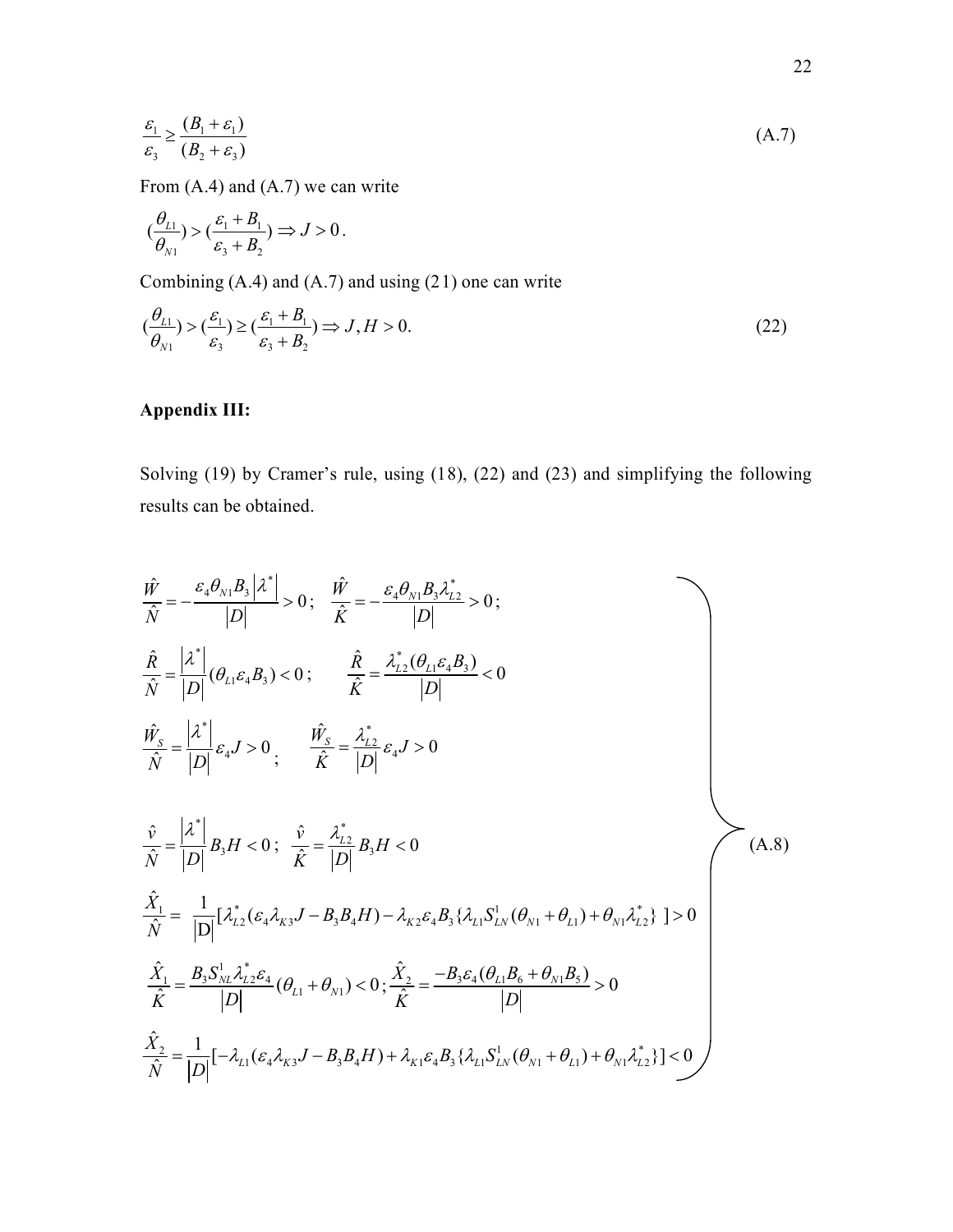$$\frac{\varepsilon_1}{\varepsilon_3} \geq \frac{(B_1 + \varepsilon_1)}{(B_2 + \varepsilon_3)} \tag{A.7}$$

From (A.4) and (A.7) we can write

$$(\frac{\theta_{L1}}{\theta_{N1}}) > (\frac{\varepsilon_1 + B_1}{\varepsilon_3 + B_2}) \Rightarrow J > 0 .$$

Combining (A.4) and (A.7) and using (21) one can write

$$(\frac{\theta_{L1}}{\theta_{N1}}) > (\frac{\varepsilon_1}{\varepsilon_3}) \geq (\frac{\varepsilon_1 + B_1}{\varepsilon_3 + B_2}) \Rightarrow J, H > 0. \tag{22}$$

## Appendix III:

Solving (19) by Cramer's rule, using (18), (22) and (23) and simplifying the following results can be obtained.

$$\left.\begin{aligned}
&\frac{\hat{W}}{\hat{N}} = -\frac{\varepsilon_4 \theta_{N1} B_3 \left|\lambda^*\right|}{|D|} > 0 ; \quad \frac{\hat{W}}{\hat{K}} = -\frac{\varepsilon_4 \theta_{N1} B_3 \lambda^*_{L2}}{|D|} > 0 ; \\
&\frac{\hat{R}}{\hat{N}} = \frac{\left|\lambda^*\right|}{|D|}(\theta_{L1}\varepsilon_4 B_3) < 0 ; \qquad \frac{\hat{R}}{\hat{K}} = \frac{\lambda^*_{L2}(\theta_{L1}\varepsilon_4 B_3)}{|D|} < 0 \\
&\frac{\hat{W}_S}{\hat{N}} = \frac{\left|\lambda^*\right|}{|D|}\varepsilon_4 J > 0 \; ; \qquad \frac{\hat{W}_S}{\hat{K}} = \frac{\lambda^*_{L2}}{|D|}\varepsilon_4 J > 0 \\
&\frac{\hat{v}}{\hat{N}} = \frac{\left|\lambda^*\right|}{|D|} B_3 H < 0 ; \quad \frac{\hat{v}}{\hat{K}} = \frac{\lambda^*_{L2}}{|D|} B_3 H < 0 \\
&\frac{\hat{X}_1}{\hat{N}} = \frac{1}{|D|}[\lambda^*_{L2}(\varepsilon_4 \lambda_{K3} J - B_3 B_4 H) - \lambda_{K2}\varepsilon_4 B_3 \{\lambda_{L1} S^1_{LN}(\theta_{N1} + \theta_{L1}) + \theta_{N1}\lambda^*_{L2}\} \;] > 0 \\
&\frac{\hat{X}_1}{\hat{K}} = \frac{B_3 S^1_{NL} \lambda^*_{L2} \varepsilon_4}{|D|}(\theta_{L1} + \theta_{N1}) < 0 ; \frac{\hat{X}_2}{\hat{K}} = \frac{-B_3 \varepsilon_4 (\theta_{L1} B_6 + \theta_{N1} B_5)}{|D|} > 0 \\
&\frac{\hat{X}_2}{\hat{N}} = \frac{1}{|D|}[-\lambda_{L1}(\varepsilon_4 \lambda_{K3} J - B_3 B_4 H) + \lambda_{K1}\varepsilon_4 B_3 \{\lambda_{L1} S^1_{LN}(\theta_{N1} + \theta_{L1}) + \theta_{N1}\lambda^*_{L2}\}] < 0
\end{aligned}\right\} \tag{A.8}$$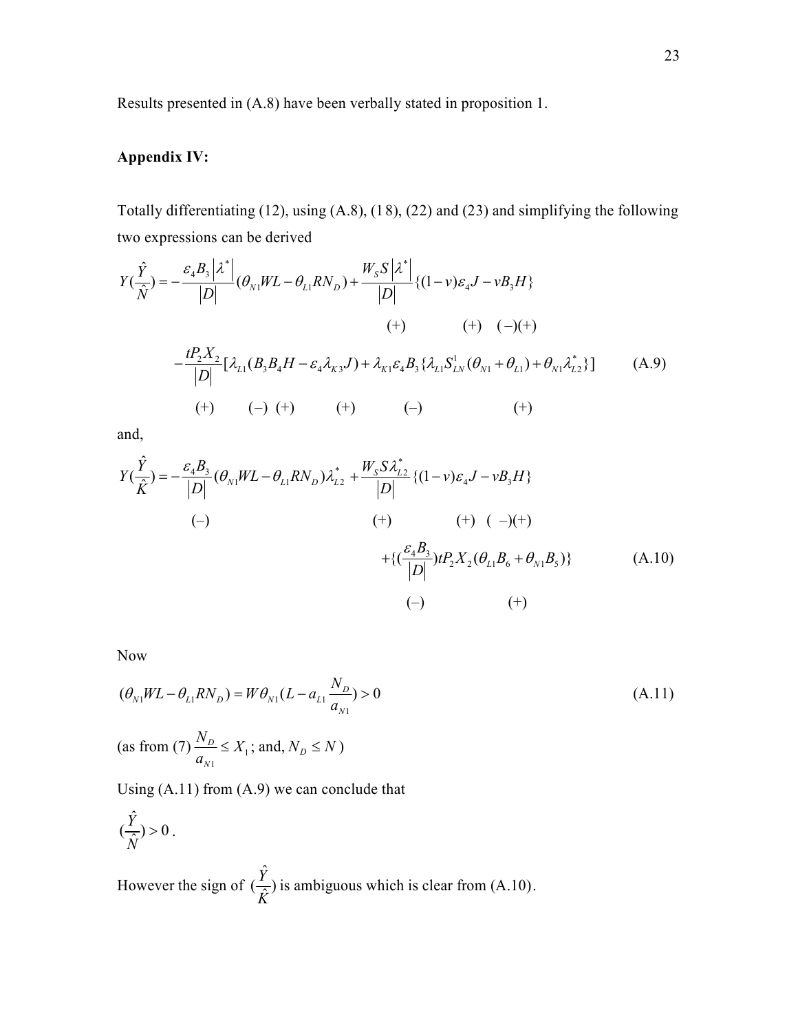Results presented in (A.8) have been verbally stated in proposition 1.

## Appendix IV:

Totally differentiating (12), using (A.8), (18), (22) and (23) and simplifying the following two expressions can be derived

$$Y(\frac{\hat{Y}}{\hat{N}}) = -\frac{\varepsilon_4 B_3 \left|\lambda^*\right|}{|D|}(\theta_{N1}WL - \theta_{L1}RN_D) + \frac{W_S S\left|\lambda^*\right|}{|D|}\{(1-v)\varepsilon_4 J - vB_3 H\}$$

$$\qquad\qquad (+) \qquad\qquad (+) \quad (-)(+)$$

$$-\frac{tP_2X_2}{|D|}[\lambda_{L1}(B_3B_4H - \varepsilon_4\lambda_{K3}J) + \lambda_{K1}\varepsilon_4 B_3\{\lambda_{L1}S^1_{LN}(\theta_{N1}+\theta_{L1}) + \theta_{N1}\lambda^*_{L2}\}] \qquad \text{(A.9)}$$

$$(+) \qquad (-)\ (+) \qquad\quad (+) \qquad\quad (-) \qquad\qquad\qquad (+)$$

and,

$$Y(\frac{\hat{Y}}{\hat{K}}) = -\frac{\varepsilon_4 B_3}{|D|}(\theta_{N1}WL - \theta_{L1}RN_D)\lambda^*_{L2} + \frac{W_S S\lambda^*_{L2}}{|D|}\{(1-v)\varepsilon_4 J - vB_3 H\}$$

$$(-) \qquad\qquad\qquad\qquad\qquad (+) \qquad\qquad (+) \quad (-)(+)$$

$$+\{(\frac{\varepsilon_4 B_3}{|D|})tP_2X_2(\theta_{L1}B_6 + \theta_{N1}B_5)\} \qquad \text{(A.10)}$$

$$(-) \qquad\qquad\qquad (+)$$

Now

$$(\theta_{N1}WL - \theta_{L1}RN_D) = W\theta_{N1}(L - a_{L1}\frac{N_D}{a_{N1}}) > 0 \qquad \text{(A.11)}$$

(as from (7) $\frac{N_D}{a_{N1}} \le X_1$; and, $N_D \le N$ )

Using (A.11) from (A.9) we can conclude that

$(\frac{\hat{Y}}{\hat{N}}) > 0$ .

However the sign of $(\frac{\hat{Y}}{\hat{K}})$ is ambiguous which is clear from (A.10).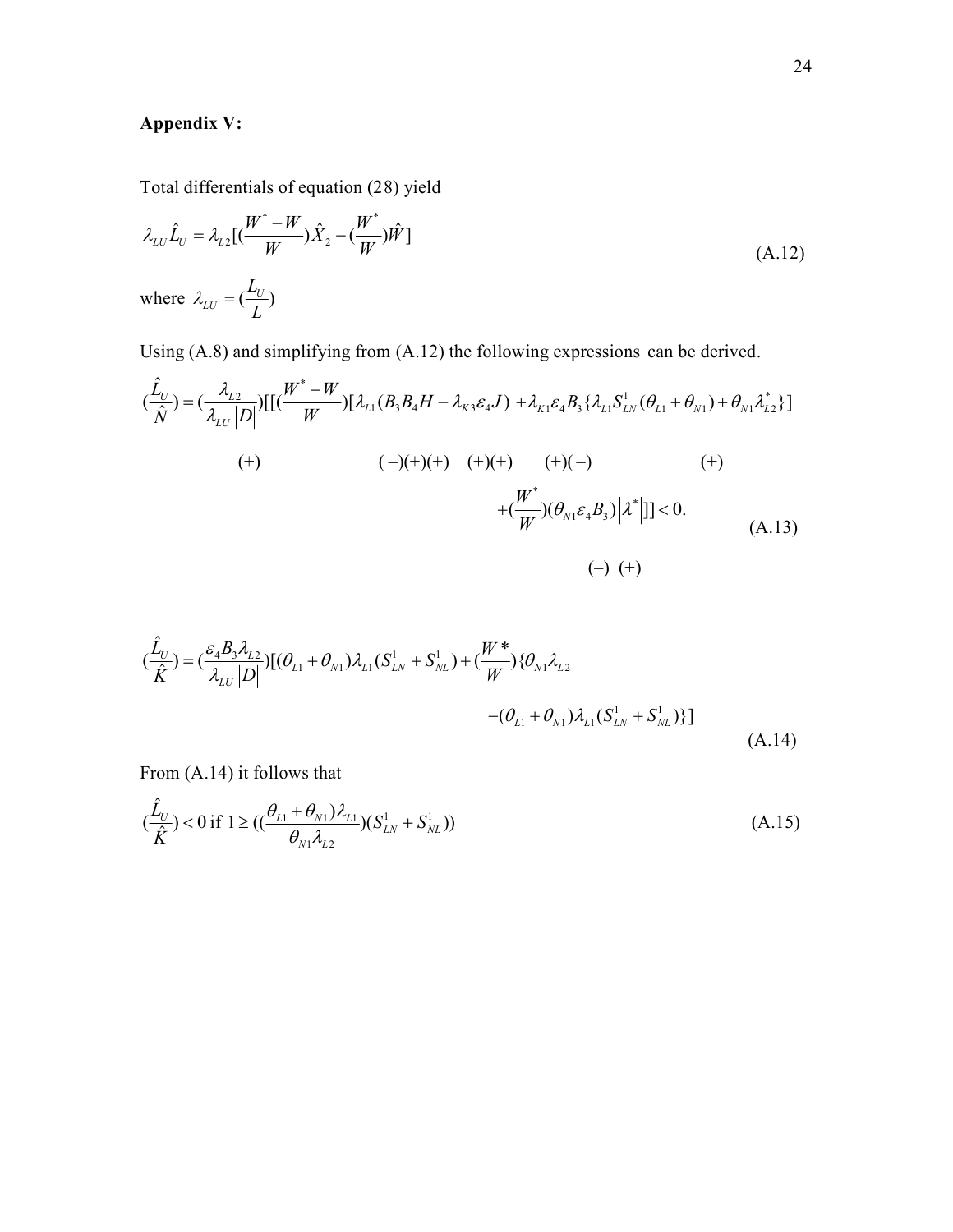**Appendix V:**

Total differentials of equation (28) yield

$$\lambda_{LU}\hat{L}_U = \lambda_{L2}[(\frac{W^* - W}{W})\hat{X}_2 - (\frac{W^*}{W})\hat{W}] \tag{A.12}$$

where $\lambda_{LU} = (\frac{L_U}{L})$

Using (A.8) and simplifying from (A.12) the following expressions can be derived.

$$(\frac{\hat{L}_U}{\hat{N}}) = (\frac{\lambda_{L2}}{\lambda_{LU}|D|})[[(\frac{W^* - W}{W})[\lambda_{L1}(B_3B_4H - \lambda_{K3}\varepsilon_4 J) + \lambda_{K1}\varepsilon_4 B_3\{\lambda_{L1}S^1_{LN}(\theta_{L1} + \theta_{N1}) + \theta_{N1}\lambda^*_{L2}\}]$$

$$\quad (+) \qquad\qquad (-)(+)(+) \quad (+)(+) \quad (+)(-) \qquad\qquad (+)$$

$$+ (\frac{W^*}{W})(\theta_{N1}\varepsilon_4 B_3)|\lambda^*|]] < 0. \tag{A.13}$$

$$(-) \ (+)$$

$$(\frac{\hat{L}_U}{\hat{K}}) = (\frac{\varepsilon_4 B_3 \lambda_{L2}}{\lambda_{LU}|D|})[(\theta_{L1} + \theta_{N1})\lambda_{L1}(S^1_{LN} + S^1_{NL}) + (\frac{W^*}{W})\{\theta_{N1}\lambda_{L2} - (\theta_{L1} + \theta_{N1})\lambda_{L1}(S^1_{LN} + S^1_{NL})\}] \tag{A.14}$$

From (A.14) it follows that

$$(\frac{\hat{L}_U}{\hat{K}}) < 0 \text{ if } 1 \geq ((\frac{(\theta_{L1} + \theta_{N1})\lambda_{L1}}{\theta_{N1}\lambda_{L2}})(S^1_{LN} + S^1_{NL})) \tag{A.15}$$